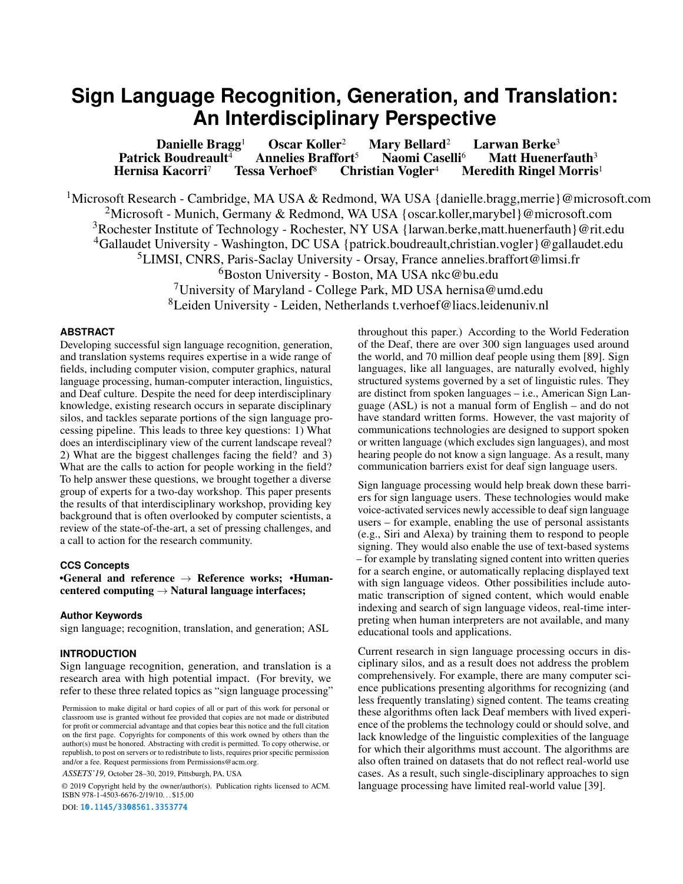# Sign Language Recognition, Generation, and Translation: An Interdisciplinary Perspective

**Danielle Bragg**[1] **Oscar Koller**[2] **Mary Bellard**[2] **Larwan Berke**[3]
**Patrick Boudreault**[4] **Annelies Braffort**[5] **Naomi Caselli**[6] **Matt Huenerfauth**[3]
**Hernisa Kacorri**[7] **Tessa Verhoef**[8] **Christian Vogler**[4] **Meredith Ringel Morris**[1]

[1]Microsoft Research - Cambridge, MA USA & Redmond, WA USA {danielle.bragg,merrie}@microsoft.com
[2]Microsoft - Munich, Germany & Redmond, WA USA {oscar.koller,marybel}@microsoft.com
[3]Rochester Institute of Technology - Rochester, NY USA {larwan.berke,matt.huenerfauth}@rit.edu
[4]Gallaudet University - Washington, DC USA {patrick.boudreault,christian.vogler}@gallaudet.edu
[5]LIMSI, CNRS, Paris-Saclay University - Orsay, France annelies.braffort@limsi.fr
[6]Boston University - Boston, MA USA nkc@bu.edu
[7]University of Maryland - College Park, MD USA hernisa@umd.edu
[8]Leiden University - Leiden, Netherlands t.verhoef@liacs.leidenuniv.nl

## ABSTRACT

Developing successful sign language recognition, generation, and translation systems requires expertise in a wide range of fields, including computer vision, computer graphics, natural language processing, human-computer interaction, linguistics, and Deaf culture. Despite the need for deep interdisciplinary knowledge, existing research occurs in separate disciplinary silos, and tackles separate portions of the sign language processing pipeline. This leads to three key questions: 1) What does an interdisciplinary view of the current landscape reveal? 2) What are the biggest challenges facing the field? and 3) What are the calls to action for people working in the field? To help answer these questions, we brought together a diverse group of experts for a two-day workshop. This paper presents the results of that interdisciplinary workshop, providing key background that is often overlooked by computer scientists, a review of the state-of-the-art, a set of pressing challenges, and a call to action for the research community.

### CCS Concepts

**•General and reference → Reference works; •Human-centered computing → Natural language interfaces;**

### Author Keywords

sign language; recognition, translation, and generation; ASL

## INTRODUCTION

Sign language recognition, generation, and translation is a research area with high potential impact. (For brevity, we refer to these three related topics as "sign language processing" throughout this paper.) According to the World Federation of the Deaf, there are over 300 sign languages used around the world, and 70 million deaf people using them [89]. Sign languages, like all languages, are naturally evolved, highly structured systems governed by a set of linguistic rules. They are distinct from spoken languages – i.e., American Sign Language (ASL) is not a manual form of English – and do not have standard written forms. However, the vast majority of communications technologies are designed to support spoken or written language (which excludes sign languages), and most hearing people do not know a sign language. As a result, many communication barriers exist for deaf sign language users.

Sign language processing would help break down these barriers for sign language users. These technologies would make voice-activated services newly accessible to deaf sign language users – for example, enabling the use of personal assistants (e.g., Siri and Alexa) by training them to respond to people signing. They would also enable the use of text-based systems – for example by translating signed content into written queries for a search engine, or automatically replacing displayed text with sign language videos. Other possibilities include automatic transcription of signed content, which would enable indexing and search of sign language videos, real-time interpreting when human interpreters are not available, and many educational tools and applications.

Current research in sign language processing occurs in disciplinary silos, and as a result does not address the problem comprehensively. For example, there are many computer science publications presenting algorithms for recognizing (and less frequently translating) signed content. The teams creating these algorithms often lack Deaf members with lived experience of the problems the technology could or should solve, and lack knowledge of the linguistic complexities of the language for which their algorithms must account. The algorithms are also often trained on datasets that do not reflect real-world use cases. As a result, such single-disciplinary approaches to sign language processing have limited real-world value [39].

Permission to make digital or hard copies of all or part of this work for personal or classroom use is granted without fee provided that copies are not made or distributed for profit or commercial advantage and that copies bear this notice and the full citation on the first page. Copyrights for components of this work owned by others than the author(s) must be honored. Abstracting with credit is permitted. To copy otherwise, or republish, to post on servers or to redistribute to lists, requires prior specific permission and/or a fee. Request permissions from Permissions@acm.org.

*ASSETS'19,* October 28–30, 2019, Pittsburgh, PA, USA

© 2019 Copyright held by the owner/author(s). Publication rights licensed to ACM. ISBN 978-1-4503-6676-2/19/10. . . $15.00

DOI: 10.1145/3308561.3353774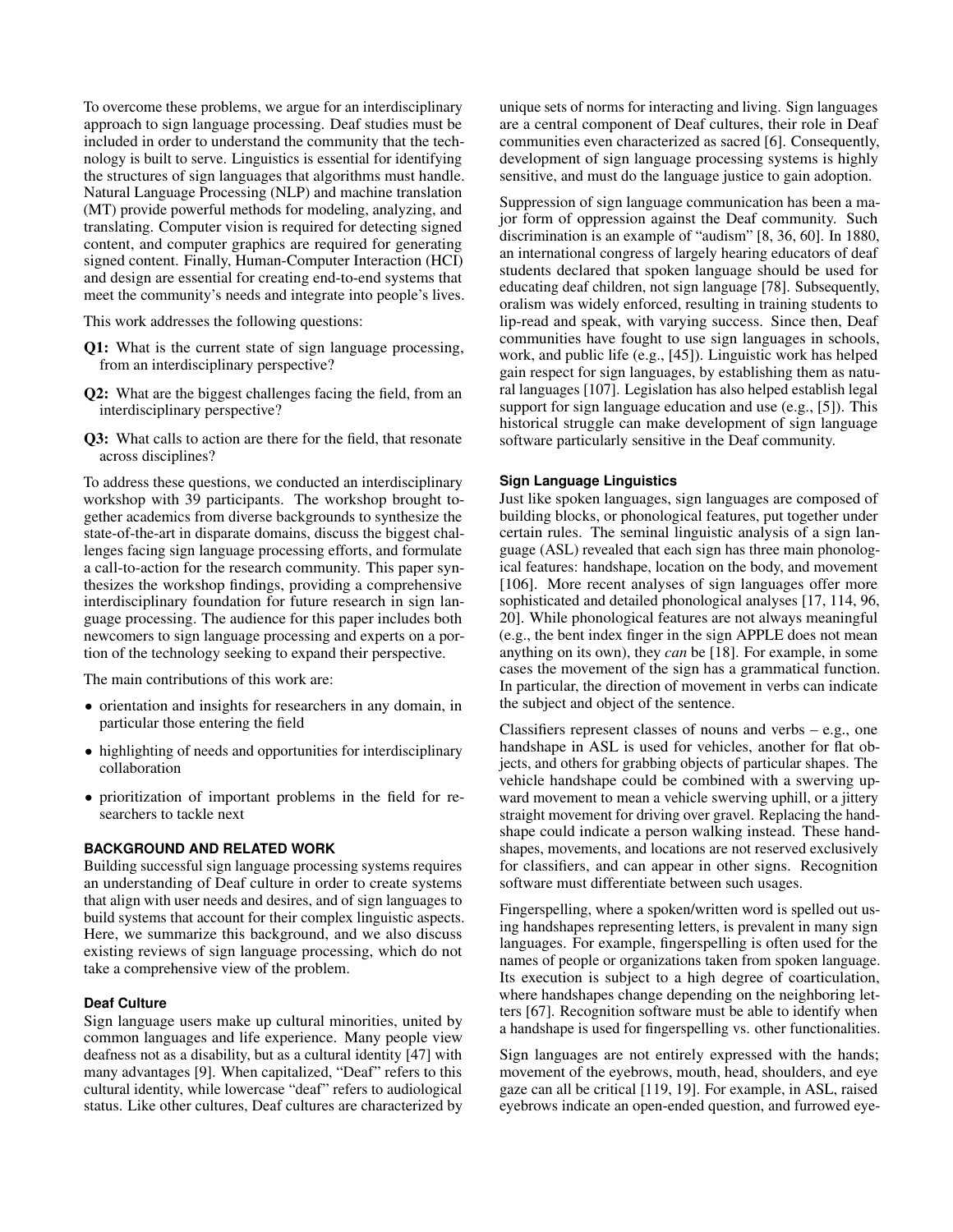To overcome these problems, we argue for an interdisciplinary approach to sign language processing. Deaf studies must be included in order to understand the community that the technology is built to serve. Linguistics is essential for identifying the structures of sign languages that algorithms must handle. Natural Language Processing (NLP) and machine translation (MT) provide powerful methods for modeling, analyzing, and translating. Computer vision is required for detecting signed content, and computer graphics are required for generating signed content. Finally, Human-Computer Interaction (HCI) and design are essential for creating end-to-end systems that meet the community's needs and integrate into people's lives.

This work addresses the following questions:

**Q1:** What is the current state of sign language processing, from an interdisciplinary perspective?

**Q2:** What are the biggest challenges facing the field, from an interdisciplinary perspective?

**Q3:** What calls to action are there for the field, that resonate across disciplines?

To address these questions, we conducted an interdisciplinary workshop with 39 participants. The workshop brought together academics from diverse backgrounds to synthesize the state-of-the-art in disparate domains, discuss the biggest challenges facing sign language processing efforts, and formulate a call-to-action for the research community. This paper synthesizes the workshop findings, providing a comprehensive interdisciplinary foundation for future research in sign language processing. The audience for this paper includes both newcomers to sign language processing and experts on a portion of the technology seeking to expand their perspective.

The main contributions of this work are:

- orientation and insights for researchers in any domain, in particular those entering the field
- highlighting of needs and opportunities for interdisciplinary collaboration
- prioritization of important problems in the field for researchers to tackle next

## BACKGROUND AND RELATED WORK

Building successful sign language processing systems requires an understanding of Deaf culture in order to create systems that align with user needs and desires, and of sign languages to build systems that account for their complex linguistic aspects. Here, we summarize this background, and we also discuss existing reviews of sign language processing, which do not take a comprehensive view of the problem.

### Deaf Culture

Sign language users make up cultural minorities, united by common languages and life experience. Many people view deafness not as a disability, but as a cultural identity [47] with many advantages [9]. When capitalized, "Deaf" refers to this cultural identity, while lowercase "deaf" refers to audiological status. Like other cultures, Deaf cultures are characterized by unique sets of norms for interacting and living. Sign languages are a central component of Deaf cultures, their role in Deaf communities even characterized as sacred [6]. Consequently, development of sign language processing systems is highly sensitive, and must do the language justice to gain adoption.

Suppression of sign language communication has been a major form of oppression against the Deaf community. Such discrimination is an example of "audism" [8, 36, 60]. In 1880, an international congress of largely hearing educators of deaf students declared that spoken language should be used for educating deaf children, not sign language [78]. Subsequently, oralism was widely enforced, resulting in training students to lip-read and speak, with varying success. Since then, Deaf communities have fought to use sign languages in schools, work, and public life (e.g., [45]). Linguistic work has helped gain respect for sign languages, by establishing them as natural languages [107]. Legislation has also helped establish legal support for sign language education and use (e.g., [5]). This historical struggle can make development of sign language software particularly sensitive in the Deaf community.

### Sign Language Linguistics

Just like spoken languages, sign languages are composed of building blocks, or phonological features, put together under certain rules. The seminal linguistic analysis of a sign language (ASL) revealed that each sign has three main phonological features: handshape, location on the body, and movement [106]. More recent analyses of sign languages offer more sophisticated and detailed phonological analyses [17, 114, 96, 20]. While phonological features are not always meaningful (e.g., the bent index finger in the sign APPLE does not mean anything on its own), they *can* be [18]. For example, in some cases the movement of the sign has a grammatical function. In particular, the direction of movement in verbs can indicate the subject and object of the sentence.

Classifiers represent classes of nouns and verbs – e.g., one handshape in ASL is used for vehicles, another for flat objects, and others for grabbing objects of particular shapes. The vehicle handshape could be combined with a swerving upward movement to mean a vehicle swerving uphill, or a jittery straight movement for driving over gravel. Replacing the handshape could indicate a person walking instead. These handshapes, movements, and locations are not reserved exclusively for classifiers, and can appear in other signs. Recognition software must differentiate between such usages.

Fingerspelling, where a spoken/written word is spelled out using handshapes representing letters, is prevalent in many sign languages. For example, fingerspelling is often used for the names of people or organizations taken from spoken language. Its execution is subject to a high degree of coarticulation, where handshapes change depending on the neighboring letters [67]. Recognition software must be able to identify when a handshape is used for fingerspelling vs. other functionalities.

Sign languages are not entirely expressed with the hands; movement of the eyebrows, mouth, head, shoulders, and eye gaze can all be critical [119, 19]. For example, in ASL, raised eyebrows indicate an open-ended question, and furrowed eye-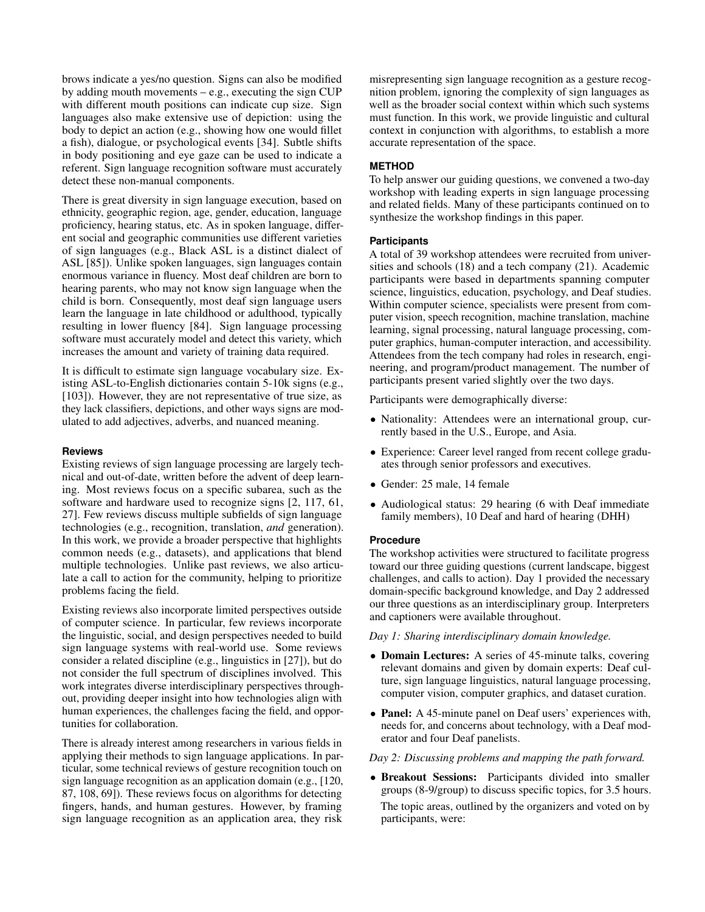brows indicate a yes/no question. Signs can also be modified by adding mouth movements – e.g., executing the sign CUP with different mouth positions can indicate cup size. Sign languages also make extensive use of depiction: using the body to depict an action (e.g., showing how one would fillet a fish), dialogue, or psychological events [34]. Subtle shifts in body positioning and eye gaze can be used to indicate a referent. Sign language recognition software must accurately detect these non-manual components.

There is great diversity in sign language execution, based on ethnicity, geographic region, age, gender, education, language proficiency, hearing status, etc. As in spoken language, different social and geographic communities use different varieties of sign languages (e.g., Black ASL is a distinct dialect of ASL [85]). Unlike spoken languages, sign languages contain enormous variance in fluency. Most deaf children are born to hearing parents, who may not know sign language when the child is born. Consequently, most deaf sign language users learn the language in late childhood or adulthood, typically resulting in lower fluency [84]. Sign language processing software must accurately model and detect this variety, which increases the amount and variety of training data required.

It is difficult to estimate sign language vocabulary size. Existing ASL-to-English dictionaries contain 5-10k signs (e.g., [103]). However, they are not representative of true size, as they lack classifiers, depictions, and other ways signs are modulated to add adjectives, adverbs, and nuanced meaning.

### Reviews

Existing reviews of sign language processing are largely technical and out-of-date, written before the advent of deep learning. Most reviews focus on a specific subarea, such as the software and hardware used to recognize signs [2, 117, 61, 27]. Few reviews discuss multiple subfields of sign language technologies (e.g., recognition, translation, *and* generation). In this work, we provide a broader perspective that highlights common needs (e.g., datasets), and applications that blend multiple technologies. Unlike past reviews, we also articulate a call to action for the community, helping to prioritize problems facing the field.

Existing reviews also incorporate limited perspectives outside of computer science. In particular, few reviews incorporate the linguistic, social, and design perspectives needed to build sign language systems with real-world use. Some reviews consider a related discipline (e.g., linguistics in [27]), but do not consider the full spectrum of disciplines involved. This work integrates diverse interdisciplinary perspectives throughout, providing deeper insight into how technologies align with human experiences, the challenges facing the field, and opportunities for collaboration.

There is already interest among researchers in various fields in applying their methods to sign language applications. In particular, some technical reviews of gesture recognition touch on sign language recognition as an application domain (e.g., [120, 87, 108, 69]). These reviews focus on algorithms for detecting fingers, hands, and human gestures. However, by framing sign language recognition as an application area, they risk misrepresenting sign language recognition as a gesture recognition problem, ignoring the complexity of sign languages as well as the broader social context within which such systems must function. In this work, we provide linguistic and cultural context in conjunction with algorithms, to establish a more accurate representation of the space.

## METHOD

To help answer our guiding questions, we convened a two-day workshop with leading experts in sign language processing and related fields. Many of these participants continued on to synthesize the workshop findings in this paper.

### Participants

A total of 39 workshop attendees were recruited from universities and schools (18) and a tech company (21). Academic participants were based in departments spanning computer science, linguistics, education, psychology, and Deaf studies. Within computer science, specialists were present from computer vision, speech recognition, machine translation, machine learning, signal processing, natural language processing, computer graphics, human-computer interaction, and accessibility. Attendees from the tech company had roles in research, engineering, and program/product management. The number of participants present varied slightly over the two days.

Participants were demographically diverse:

- Nationality: Attendees were an international group, currently based in the U.S., Europe, and Asia.
- Experience: Career level ranged from recent college graduates through senior professors and executives.
- Gender: 25 male, 14 female
- Audiological status: 29 hearing (6 with Deaf immediate family members), 10 Deaf and hard of hearing (DHH)

### Procedure

The workshop activities were structured to facilitate progress toward our three guiding questions (current landscape, biggest challenges, and calls to action). Day 1 provided the necessary domain-specific background knowledge, and Day 2 addressed our three questions as an interdisciplinary group. Interpreters and captioners were available throughout.

*Day 1: Sharing interdisciplinary domain knowledge.*

- **Domain Lectures:** A series of 45-minute talks, covering relevant domains and given by domain experts: Deaf culture, sign language linguistics, natural language processing, computer vision, computer graphics, and dataset curation.
- **Panel:** A 45-minute panel on Deaf users' experiences with, needs for, and concerns about technology, with a Deaf moderator and four Deaf panelists.

*Day 2: Discussing problems and mapping the path forward.*

- **Breakout Sessions:** Participants divided into smaller groups (8-9/group) to discuss specific topics, for 3.5 hours.

  The topic areas, outlined by the organizers and voted on by participants, were: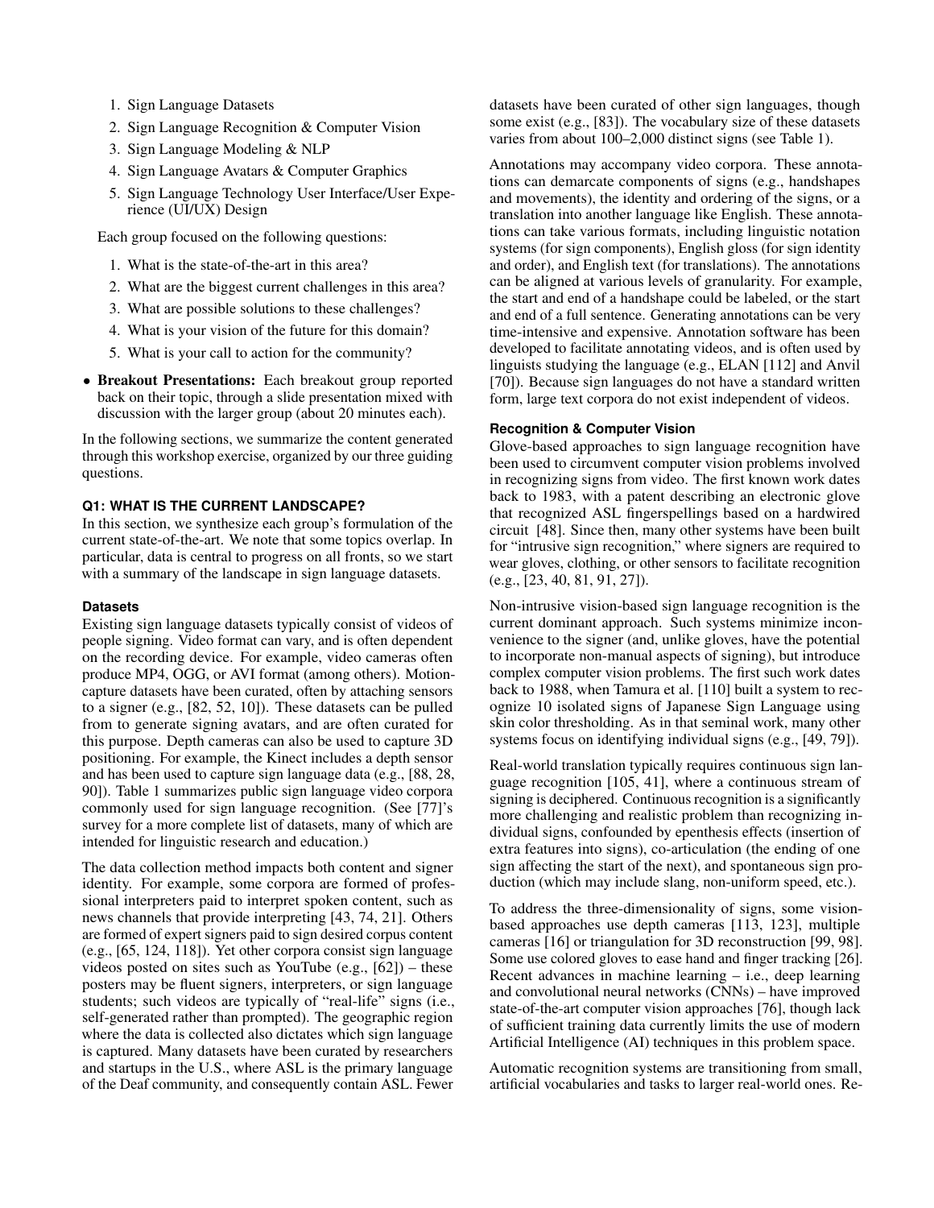1. Sign Language Datasets
2. Sign Language Recognition & Computer Vision
3. Sign Language Modeling & NLP
4. Sign Language Avatars & Computer Graphics
5. Sign Language Technology User Interface/User Experience (UI/UX) Design

Each group focused on the following questions:

1. What is the state-of-the-art in this area?
2. What are the biggest current challenges in this area?
3. What are possible solutions to these challenges?
4. What is your vision of the future for this domain?
5. What is your call to action for the community?

- **Breakout Presentations:** Each breakout group reported back on their topic, through a slide presentation mixed with discussion with the larger group (about 20 minutes each).

In the following sections, we summarize the content generated through this workshop exercise, organized by our three guiding questions.

## Q1: WHAT IS THE CURRENT LANDSCAPE?

In this section, we synthesize each group's formulation of the current state-of-the-art. We note that some topics overlap. In particular, data is central to progress on all fronts, so we start with a summary of the landscape in sign language datasets.

### Datasets

Existing sign language datasets typically consist of videos of people signing. Video format can vary, and is often dependent on the recording device. For example, video cameras often produce MP4, OGG, or AVI format (among others). Motion-capture datasets have been curated, often by attaching sensors to a signer (e.g., [82, 52, 10]). These datasets can be pulled from to generate signing avatars, and are often curated for this purpose. Depth cameras can also be used to capture 3D positioning. For example, the Kinect includes a depth sensor and has been used to capture sign language data (e.g., [88, 28, 90]). Table 1 summarizes public sign language video corpora commonly used for sign language recognition. (See [77]'s survey for a more complete list of datasets, many of which are intended for linguistic research and education.)

The data collection method impacts both content and signer identity. For example, some corpora are formed of professional interpreters paid to interpret spoken content, such as news channels that provide interpreting [43, 74, 21]. Others are formed of expert signers paid to sign desired corpus content (e.g., [65, 124, 118]). Yet other corpora consist sign language videos posted on sites such as YouTube (e.g., [62]) – these posters may be fluent signers, interpreters, or sign language students; such videos are typically of "real-life" signs (i.e., self-generated rather than prompted). The geographic region where the data is collected also dictates which sign language is captured. Many datasets have been curated by researchers and startups in the U.S., where ASL is the primary language of the Deaf community, and consequently contain ASL. Fewer datasets have been curated of other sign languages, though some exist (e.g., [83]). The vocabulary size of these datasets varies from about 100–2,000 distinct signs (see Table 1).

Annotations may accompany video corpora. These annotations can demarcate components of signs (e.g., handshapes and movements), the identity and ordering of the signs, or a translation into another language like English. These annotations can take various formats, including linguistic notation systems (for sign components), English gloss (for sign identity and order), and English text (for translations). The annotations can be aligned at various levels of granularity. For example, the start and end of a handshape could be labeled, or the start and end of a full sentence. Generating annotations can be very time-intensive and expensive. Annotation software has been developed to facilitate annotating videos, and is often used by linguists studying the language (e.g., ELAN [112] and Anvil [70]). Because sign languages do not have a standard written form, large text corpora do not exist independent of videos.

### Recognition & Computer Vision

Glove-based approaches to sign language recognition have been used to circumvent computer vision problems involved in recognizing signs from video. The first known work dates back to 1983, with a patent describing an electronic glove that recognized ASL fingerspellings based on a hardwired circuit [48]. Since then, many other systems have been built for "intrusive sign recognition," where signers are required to wear gloves, clothing, or other sensors to facilitate recognition (e.g., [23, 40, 81, 91, 27]).

Non-intrusive vision-based sign language recognition is the current dominant approach. Such systems minimize inconvenience to the signer (and, unlike gloves, have the potential to incorporate non-manual aspects of signing), but introduce complex computer vision problems. The first such work dates back to 1988, when Tamura et al. [110] built a system to recognize 10 isolated signs of Japanese Sign Language using skin color thresholding. As in that seminal work, many other systems focus on identifying individual signs (e.g., [49, 79]).

Real-world translation typically requires continuous sign language recognition [105, 41], where a continuous stream of signing is deciphered. Continuous recognition is a significantly more challenging and realistic problem than recognizing individual signs, confounded by epenthesis effects (insertion of extra features into signs), co-articulation (the ending of one sign affecting the start of the next), and spontaneous sign production (which may include slang, non-uniform speed, etc.).

To address the three-dimensionality of signs, some vision-based approaches use depth cameras [113, 123], multiple cameras [16] or triangulation for 3D reconstruction [99, 98]. Some use colored gloves to ease hand and finger tracking [26]. Recent advances in machine learning – i.e., deep learning and convolutional neural networks (CNNs) – have improved state-of-the-art computer vision approaches [76], though lack of sufficient training data currently limits the use of modern Artificial Intelligence (AI) techniques in this problem space.

Automatic recognition systems are transitioning from small, artificial vocabularies and tasks to larger real-world ones. Re-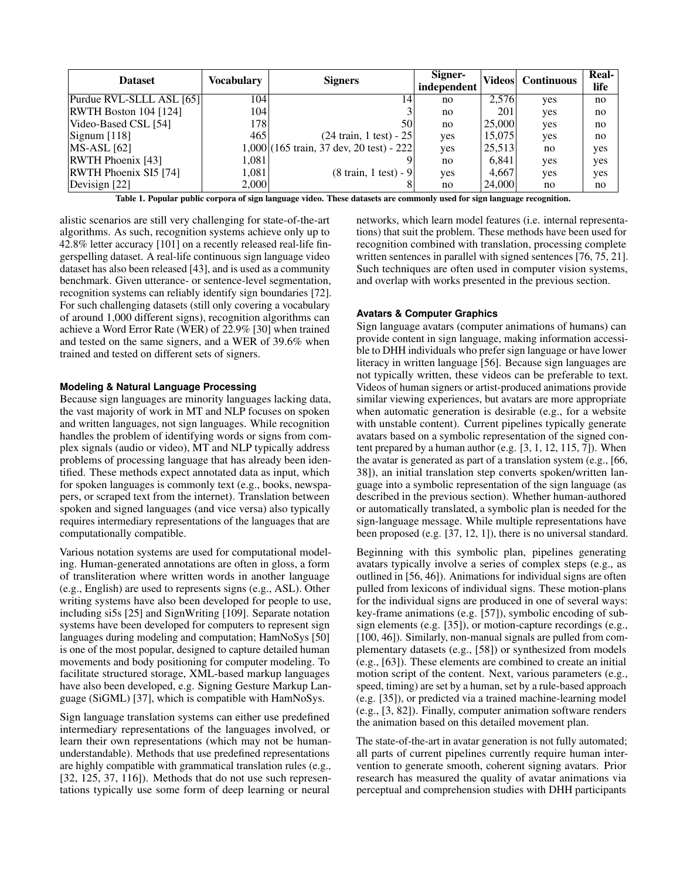| Dataset | Vocabulary | Signers | Signer-independent | Videos | Continuous | Real-life |
|---|---|---|---|---|---|---|
| Purdue RVL-SLLL ASL [65] | 104 | 14 | no | 2,576 | yes | no |
| RWTH Boston 104 [124] | 104 | 3 | no | 201 | yes | no |
| Video-Based CSL [54] | 178 | 50 | no | 25,000 | yes | no |
| Signum [118] | 465 | (24 train, 1 test) - 25 | yes | 15,075 | yes | no |
| MS-ASL [62] | 1,000 | (165 train, 37 dev, 20 test) - 222 | yes | 25,513 | no | yes |
| RWTH Phoenix [43] | 1,081 | 9 | no | 6,841 | yes | yes |
| RWTH Phoenix SI5 [74] | 1,081 | (8 train, 1 test) - 9 | yes | 4,667 | yes | yes |
| Devisign [22] | 2,000 | 8 | no | 24,000 | no | no |

**Table 1. Popular public corpora of sign language video. These datasets are commonly used for sign language recognition.**

alistic scenarios are still very challenging for state-of-the-art algorithms. As such, recognition systems achieve only up to 42.8% letter accuracy [101] on a recently released real-life fingerspelling dataset. A real-life continuous sign language video dataset has also been released [43], and is used as a community benchmark. Given utterance- or sentence-level segmentation, recognition systems can reliably identify sign boundaries [72]. For such challenging datasets (still only covering a vocabulary of around 1,000 different signs), recognition algorithms can achieve a Word Error Rate (WER) of 22.9% [30] when trained and tested on the same signers, and a WER of 39.6% when trained and tested on different sets of signers.

#### Modeling & Natural Language Processing

Because sign languages are minority languages lacking data, the vast majority of work in MT and NLP focuses on spoken and written languages, not sign languages. While recognition handles the problem of identifying words or signs from complex signals (audio or video), MT and NLP typically address problems of processing language that has already been identified. These methods expect annotated data as input, which for spoken languages is commonly text (e.g., books, newspapers, or scraped text from the internet). Translation between spoken and signed languages (and vice versa) also typically requires intermediary representations of the languages that are computationally compatible.

Various notation systems are used for computational modeling. Human-generated annotations are often in gloss, a form of transliteration where written words in another language (e.g., English) are used to represents signs (e.g., ASL). Other writing systems have also been developed for people to use, including si5s [25] and SignWriting [109]. Separate notation systems have been developed for computers to represent sign languages during modeling and computation; HamNoSys [50] is one of the most popular, designed to capture detailed human movements and body positioning for computer modeling. To facilitate structured storage, XML-based markup languages have also been developed, e.g. Signing Gesture Markup Language (SiGML) [37], which is compatible with HamNoSys.

Sign language translation systems can either use predefined intermediary representations of the languages involved, or learn their own representations (which may not be human-understandable). Methods that use predefined representations are highly compatible with grammatical translation rules (e.g., [32, 125, 37, 116]). Methods that do not use such representations typically use some form of deep learning or neural networks, which learn model features (i.e. internal representations) that suit the problem. These methods have been used for recognition combined with translation, processing complete written sentences in parallel with signed sentences [76, 75, 21]. Such techniques are often used in computer vision systems, and overlap with works presented in the previous section.

#### Avatars & Computer Graphics

Sign language avatars (computer animations of humans) can provide content in sign language, making information accessible to DHH individuals who prefer sign language or have lower literacy in written language [56]. Because sign languages are not typically written, these videos can be preferable to text. Videos of human signers or artist-produced animations provide similar viewing experiences, but avatars are more appropriate when automatic generation is desirable (e.g., for a website with unstable content). Current pipelines typically generate avatars based on a symbolic representation of the signed content prepared by a human author (e.g. [3, 1, 12, 115, 7]). When the avatar is generated as part of a translation system (e.g., [66, 38]), an initial translation step converts spoken/written language into a symbolic representation of the sign language (as described in the previous section). Whether human-authored or automatically translated, a symbolic plan is needed for the sign-language message. While multiple representations have been proposed (e.g. [37, 12, 1]), there is no universal standard.

Beginning with this symbolic plan, pipelines generating avatars typically involve a series of complex steps (e.g., as outlined in [56, 46]). Animations for individual signs are often pulled from lexicons of individual signs. These motion-plans for the individual signs are produced in one of several ways: key-frame animations (e.g. [57]), symbolic encoding of sub-sign elements (e.g. [35]), or motion-capture recordings (e.g., [100, 46]). Similarly, non-manual signals are pulled from complementary datasets (e.g., [58]) or synthesized from models (e.g., [63]). These elements are combined to create an initial motion script of the content. Next, various parameters (e.g., speed, timing) are set by a human, set by a rule-based approach (e.g. [35]), or predicted via a trained machine-learning model (e.g., [3, 82]). Finally, computer animation software renders the animation based on this detailed movement plan.

The state-of-the-art in avatar generation is not fully automated; all parts of current pipelines currently require human intervention to generate smooth, coherent signing avatars. Prior research has measured the quality of avatar animations via perceptual and comprehension studies with DHH participants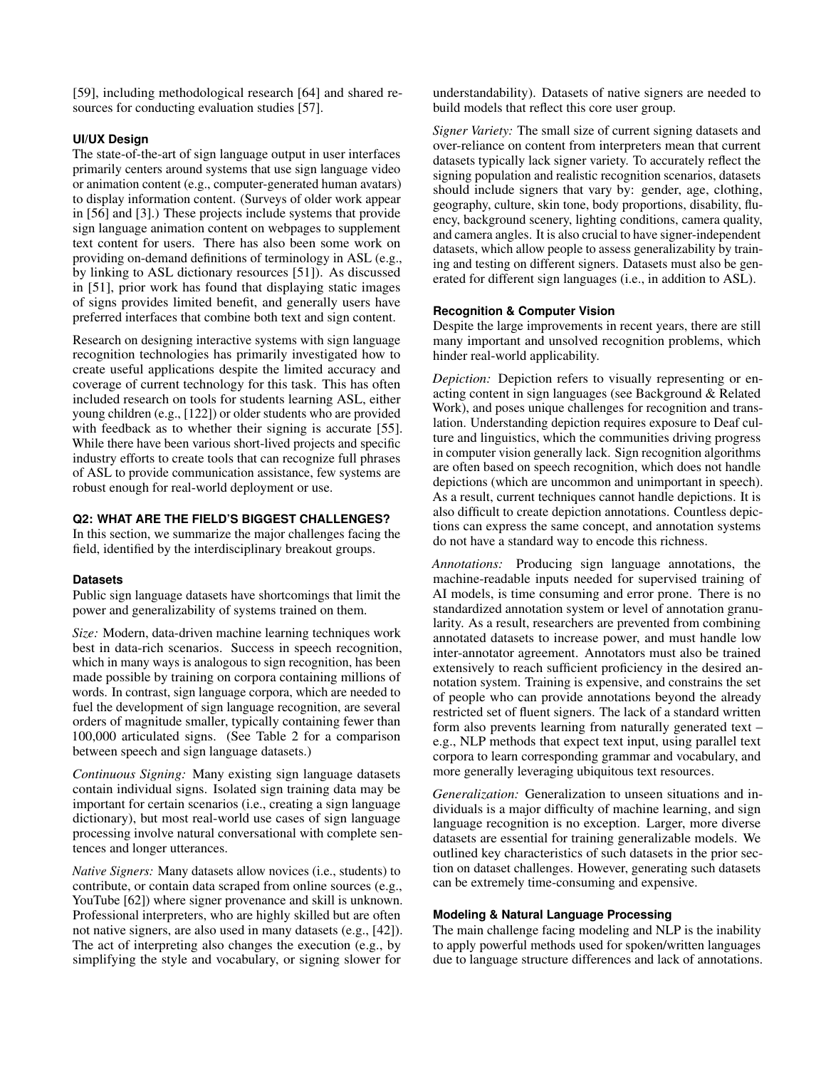[59], including methodological research [64] and shared resources for conducting evaluation studies [57].

### UI/UX Design

The state-of-the-art of sign language output in user interfaces primarily centers around systems that use sign language video or animation content (e.g., computer-generated human avatars) to display information content. (Surveys of older work appear in [56] and [3].) These projects include systems that provide sign language animation content on webpages to supplement text content for users. There has also been some work on providing on-demand definitions of terminology in ASL (e.g., by linking to ASL dictionary resources [51]). As discussed in [51], prior work has found that displaying static images of signs provides limited benefit, and generally users have preferred interfaces that combine both text and sign content.

Research on designing interactive systems with sign language recognition technologies has primarily investigated how to create useful applications despite the limited accuracy and coverage of current technology for this task. This has often included research on tools for students learning ASL, either young children (e.g., [122]) or older students who are provided with feedback as to whether their signing is accurate [55]. While there have been various short-lived projects and specific industry efforts to create tools that can recognize full phrases of ASL to provide communication assistance, few systems are robust enough for real-world deployment or use.

## Q2: WHAT ARE THE FIELD'S BIGGEST CHALLENGES?

In this section, we summarize the major challenges facing the field, identified by the interdisciplinary breakout groups.

### Datasets

Public sign language datasets have shortcomings that limit the power and generalizability of systems trained on them.

*Size:* Modern, data-driven machine learning techniques work best in data-rich scenarios. Success in speech recognition, which in many ways is analogous to sign recognition, has been made possible by training on corpora containing millions of words. In contrast, sign language corpora, which are needed to fuel the development of sign language recognition, are several orders of magnitude smaller, typically containing fewer than 100,000 articulated signs. (See Table 2 for a comparison between speech and sign language datasets.)

*Continuous Signing:* Many existing sign language datasets contain individual signs. Isolated sign training data may be important for certain scenarios (i.e., creating a sign language dictionary), but most real-world use cases of sign language processing involve natural conversational with complete sentences and longer utterances.

*Native Signers:* Many datasets allow novices (i.e., students) to contribute, or contain data scraped from online sources (e.g., YouTube [62]) where signer provenance and skill is unknown. Professional interpreters, who are highly skilled but are often not native signers, are also used in many datasets (e.g., [42]). The act of interpreting also changes the execution (e.g., by simplifying the style and vocabulary, or signing slower for understandability). Datasets of native signers are needed to build models that reflect this core user group.

*Signer Variety:* The small size of current signing datasets and over-reliance on content from interpreters mean that current datasets typically lack signer variety. To accurately reflect the signing population and realistic recognition scenarios, datasets should include signers that vary by: gender, age, clothing, geography, culture, skin tone, body proportions, disability, fluency, background scenery, lighting conditions, camera quality, and camera angles. It is also crucial to have signer-independent datasets, which allow people to assess generalizability by training and testing on different signers. Datasets must also be generated for different sign languages (i.e., in addition to ASL).

### Recognition & Computer Vision

Despite the large improvements in recent years, there are still many important and unsolved recognition problems, which hinder real-world applicability.

*Depiction:* Depiction refers to visually representing or enacting content in sign languages (see Background & Related Work), and poses unique challenges for recognition and translation. Understanding depiction requires exposure to Deaf culture and linguistics, which the communities driving progress in computer vision generally lack. Sign recognition algorithms are often based on speech recognition, which does not handle depictions (which are uncommon and unimportant in speech). As a result, current techniques cannot handle depictions. It is also difficult to create depiction annotations. Countless depictions can express the same concept, and annotation systems do not have a standard way to encode this richness.

*Annotations:* Producing sign language annotations, the machine-readable inputs needed for supervised training of AI models, is time consuming and error prone. There is no standardized annotation system or level of annotation granularity. As a result, researchers are prevented from combining annotated datasets to increase power, and must handle low inter-annotator agreement. Annotators must also be trained extensively to reach sufficient proficiency in the desired annotation system. Training is expensive, and constrains the set of people who can provide annotations beyond the already restricted set of fluent signers. The lack of a standard written form also prevents learning from naturally generated text – e.g., NLP methods that expect text input, using parallel text corpora to learn corresponding grammar and vocabulary, and more generally leveraging ubiquitous text resources.

*Generalization:* Generalization to unseen situations and individuals is a major difficulty of machine learning, and sign language recognition is no exception. Larger, more diverse datasets are essential for training generalizable models. We outlined key characteristics of such datasets in the prior section on dataset challenges. However, generating such datasets can be extremely time-consuming and expensive.

### Modeling & Natural Language Processing

The main challenge facing modeling and NLP is the inability to apply powerful methods used for spoken/written languages due to language structure differences and lack of annotations.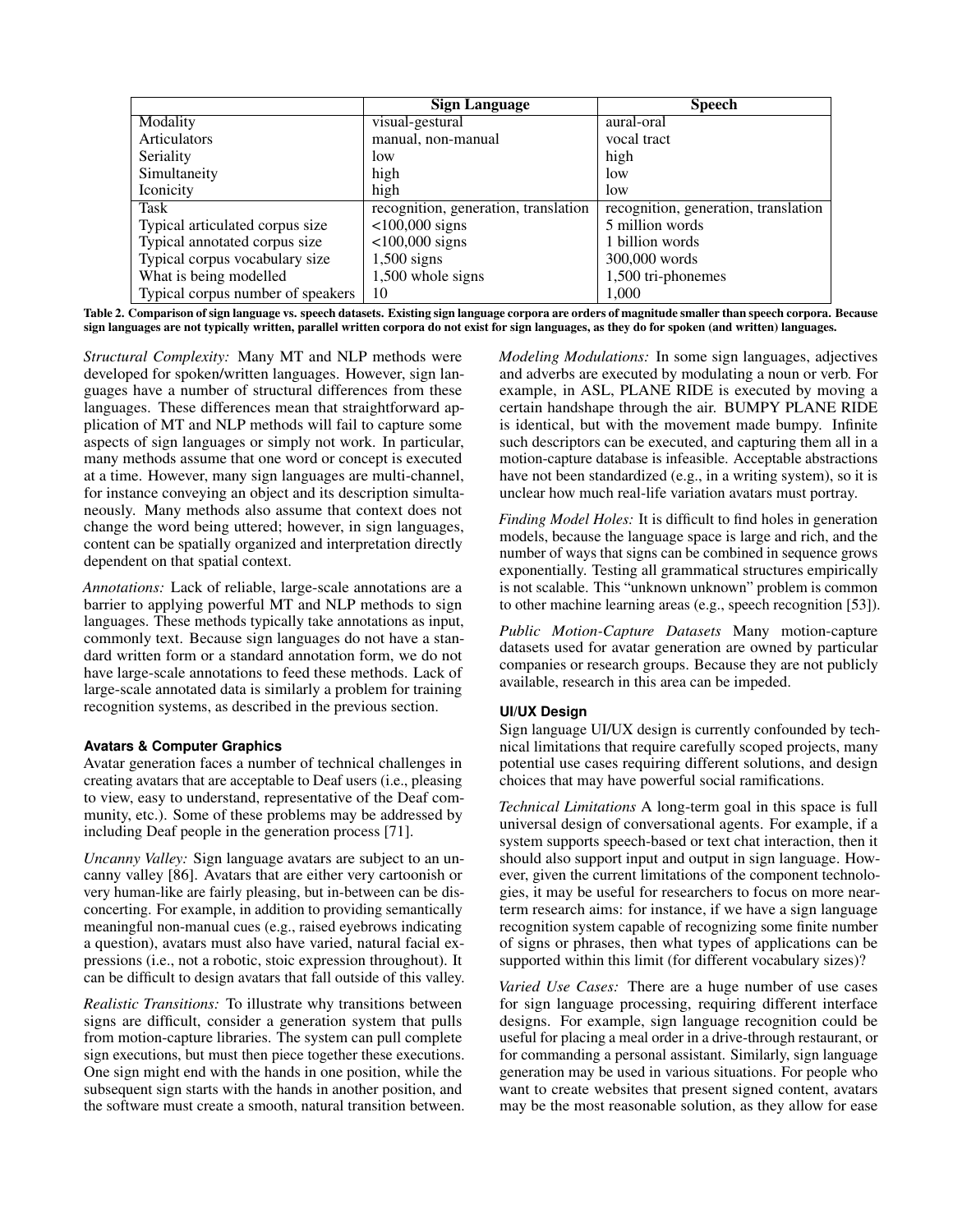| | Sign Language | Speech |
|---|---|---|
| Modality | visual-gestural | aural-oral |
| Articulators | manual, non-manual | vocal tract |
| Seriality | low | high |
| Simultaneity | high | low |
| Iconicity | high | low |
| Task | recognition, generation, translation | recognition, generation, translation |
| Typical articulated corpus size | <100,000 signs | 5 million words |
| Typical annotated corpus size | <100,000 signs | 1 billion words |
| Typical corpus vocabulary size | 1,500 signs | 300,000 words |
| What is being modelled | 1,500 whole signs | 1,500 tri-phonemes |
| Typical corpus number of speakers | 10 | 1,000 |

**Table 2. Comparison of sign language vs. speech datasets. Existing sign language corpora are orders of magnitude smaller than speech corpora. Because sign languages are not typically written, parallel written corpora do not exist for sign languages, as they do for spoken (and written) languages.**

*Structural Complexity:* Many MT and NLP methods were developed for spoken/written languages. However, sign languages have a number of structural differences from these languages. These differences mean that straightforward application of MT and NLP methods will fail to capture some aspects of sign languages or simply not work. In particular, many methods assume that one word or concept is executed at a time. However, many sign languages are multi-channel, for instance conveying an object and its description simultaneously. Many methods also assume that context does not change the word being uttered; however, in sign languages, content can be spatially organized and interpretation directly dependent on that spatial context.

*Annotations:* Lack of reliable, large-scale annotations are a barrier to applying powerful MT and NLP methods to sign languages. These methods typically take annotations as input, commonly text. Because sign languages do not have a standard written form or a standard annotation form, we do not have large-scale annotations to feed these methods. Lack of large-scale annotated data is similarly a problem for training recognition systems, as described in the previous section.

### Avatars & Computer Graphics

Avatar generation faces a number of technical challenges in creating avatars that are acceptable to Deaf users (i.e., pleasing to view, easy to understand, representative of the Deaf community, etc.). Some of these problems may be addressed by including Deaf people in the generation process [71].

*Uncanny Valley:* Sign language avatars are subject to an uncanny valley [86]. Avatars that are either very cartoonish or very human-like are fairly pleasing, but in-between can be disconcerting. For example, in addition to providing semantically meaningful non-manual cues (e.g., raised eyebrows indicating a question), avatars must also have varied, natural facial expressions (i.e., not a robotic, stoic expression throughout). It can be difficult to design avatars that fall outside of this valley.

*Realistic Transitions:* To illustrate why transitions between signs are difficult, consider a generation system that pulls from motion-capture libraries. The system can pull complete sign executions, but must then piece together these executions. One sign might end with the hands in one position, while the subsequent sign starts with the hands in another position, and the software must create a smooth, natural transition between.

*Modeling Modulations:* In some sign languages, adjectives and adverbs are executed by modulating a noun or verb. For example, in ASL, PLANE RIDE is executed by moving a certain handshape through the air. BUMPY PLANE RIDE is identical, but with the movement made bumpy. Infinite such descriptors can be executed, and capturing them all in a motion-capture database is infeasible. Acceptable abstractions have not been standardized (e.g., in a writing system), so it is unclear how much real-life variation avatars must portray.

*Finding Model Holes:* It is difficult to find holes in generation models, because the language space is large and rich, and the number of ways that signs can be combined in sequence grows exponentially. Testing all grammatical structures empirically is not scalable. This "unknown unknown" problem is common to other machine learning areas (e.g., speech recognition [53]).

*Public Motion-Capture Datasets* Many motion-capture datasets used for avatar generation are owned by particular companies or research groups. Because they are not publicly available, research in this area can be impeded.

### UI/UX Design

Sign language UI/UX design is currently confounded by technical limitations that require carefully scoped projects, many potential use cases requiring different solutions, and design choices that may have powerful social ramifications.

*Technical Limitations* A long-term goal in this space is full universal design of conversational agents. For example, if a system supports speech-based or text chat interaction, then it should also support input and output in sign language. However, given the current limitations of the component technologies, it may be useful for researchers to focus on more near-term research aims: for instance, if we have a sign language recognition system capable of recognizing some finite number of signs or phrases, then what types of applications can be supported within this limit (for different vocabulary sizes)?

*Varied Use Cases:* There are a huge number of use cases for sign language processing, requiring different interface designs. For example, sign language recognition could be useful for placing a meal order in a drive-through restaurant, or for commanding a personal assistant. Similarly, sign language generation may be used in various situations. For people who want to create websites that present signed content, avatars may be the most reasonable solution, as they allow for ease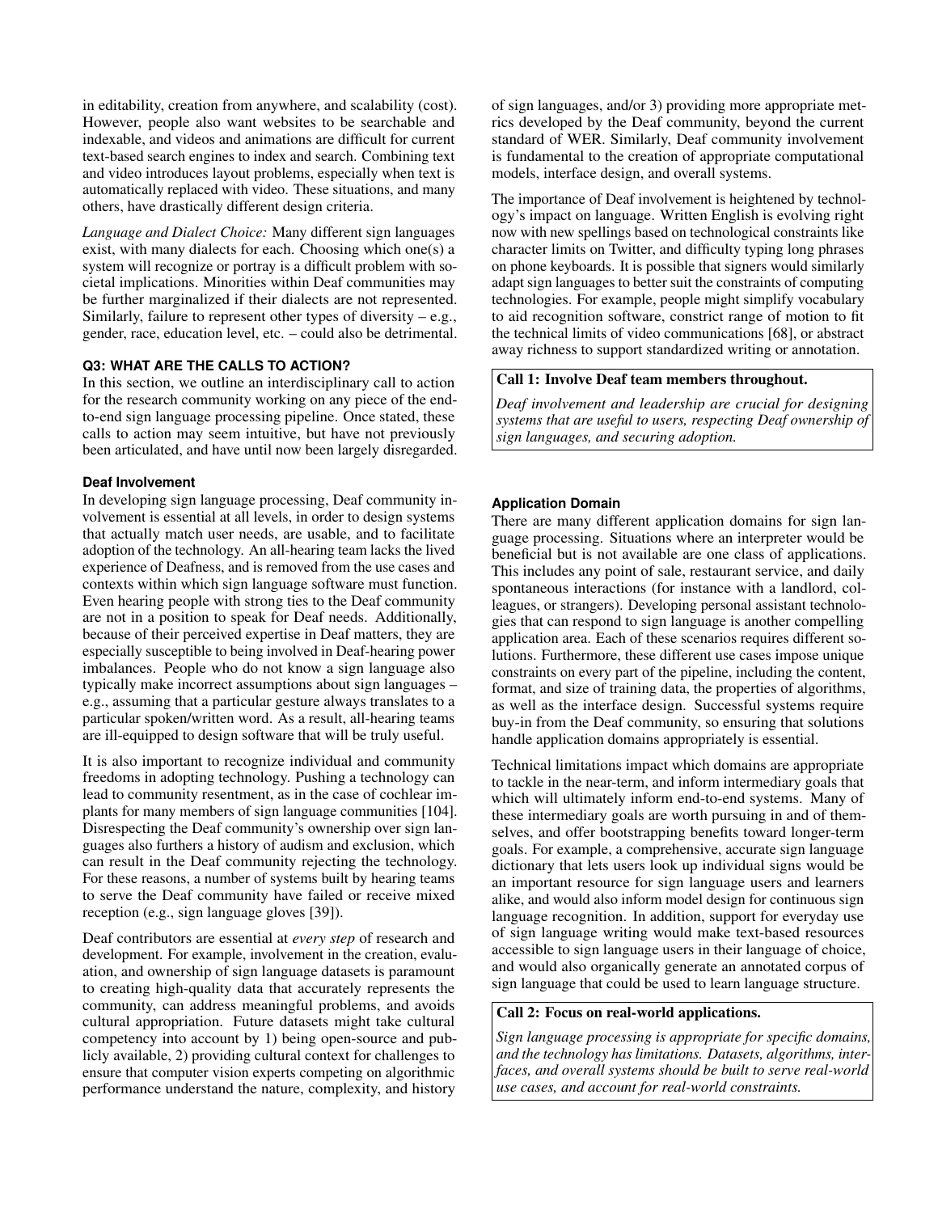in editability, creation from anywhere, and scalability (cost). However, people also want websites to be searchable and indexable, and videos and animations are difficult for current text-based search engines to index and search. Combining text and video introduces layout problems, especially when text is automatically replaced with video. These situations, and many others, have drastically different design criteria.

*Language and Dialect Choice:* Many different sign languages exist, with many dialects for each. Choosing which one(s) a system will recognize or portray is a difficult problem with societal implications. Minorities within Deaf communities may be further marginalized if their dialects are not represented. Similarly, failure to represent other types of diversity – e.g., gender, race, education level, etc. – could also be detrimental.

## Q3: WHAT ARE THE CALLS TO ACTION?

In this section, we outline an interdisciplinary call to action for the research community working on any piece of the end-to-end sign language processing pipeline. Once stated, these calls to action may seem intuitive, but have not previously been articulated, and have until now been largely disregarded.

### Deaf Involvement

In developing sign language processing, Deaf community involvement is essential at all levels, in order to design systems that actually match user needs, are usable, and to facilitate adoption of the technology. An all-hearing team lacks the lived experience of Deafness, and is removed from the use cases and contexts within which sign language software must function. Even hearing people with strong ties to the Deaf community are not in a position to speak for Deaf needs. Additionally, because of their perceived expertise in Deaf matters, they are especially susceptible to being involved in Deaf-hearing power imbalances. People who do not know a sign language also typically make incorrect assumptions about sign languages – e.g., assuming that a particular gesture always translates to a particular spoken/written word. As a result, all-hearing teams are ill-equipped to design software that will be truly useful.

It is also important to recognize individual and community freedoms in adopting technology. Pushing a technology can lead to community resentment, as in the case of cochlear implants for many members of sign language communities [104]. Disrespecting the Deaf community's ownership over sign languages also furthers a history of audism and exclusion, which can result in the Deaf community rejecting the technology. For these reasons, a number of systems built by hearing teams to serve the Deaf community have failed or receive mixed reception (e.g., sign language gloves [39]).

Deaf contributors are essential at *every step* of research and development. For example, involvement in the creation, evaluation, and ownership of sign language datasets is paramount to creating high-quality data that accurately represents the community, can address meaningful problems, and avoids cultural appropriation. Future datasets might take cultural competency into account by 1) being open-source and publicly available, 2) providing cultural context for challenges to ensure that computer vision experts competing on algorithmic performance understand the nature, complexity, and history of sign languages, and/or 3) providing more appropriate metrics developed by the Deaf community, beyond the current standard of WER. Similarly, Deaf community involvement is fundamental to the creation of appropriate computational models, interface design, and overall systems.

The importance of Deaf involvement is heightened by technology's impact on language. Written English is evolving right now with new spellings based on technological constraints like character limits on Twitter, and difficulty typing long phrases on phone keyboards. It is possible that signers would similarly adapt sign languages to better suit the constraints of computing technologies. For example, people might simplify vocabulary to aid recognition software, constrict range of motion to fit the technical limits of video communications [68], or abstract away richness to support standardized writing or annotation.

> **Call 1: Involve Deaf team members throughout.**
>
> *Deaf involvement and leadership are crucial for designing systems that are useful to users, respecting Deaf ownership of sign languages, and securing adoption.*

### Application Domain

There are many different application domains for sign language processing. Situations where an interpreter would be beneficial but is not available are one class of applications. This includes any point of sale, restaurant service, and daily spontaneous interactions (for instance with a landlord, colleagues, or strangers). Developing personal assistant technologies that can respond to sign language is another compelling application area. Each of these scenarios requires different solutions. Furthermore, these different use cases impose unique constraints on every part of the pipeline, including the content, format, and size of training data, the properties of algorithms, as well as the interface design. Successful systems require buy-in from the Deaf community, so ensuring that solutions handle application domains appropriately is essential.

Technical limitations impact which domains are appropriate to tackle in the near-term, and inform intermediary goals that which will ultimately inform end-to-end systems. Many of these intermediary goals are worth pursuing in and of themselves, and offer bootstrapping benefits toward longer-term goals. For example, a comprehensive, accurate sign language dictionary that lets users look up individual signs would be an important resource for sign language users and learners alike, and would also inform model design for continuous sign language recognition. In addition, support for everyday use of sign language writing would make text-based resources accessible to sign language users in their language of choice, and would also organically generate an annotated corpus of sign language that could be used to learn language structure.

> **Call 2: Focus on real-world applications.**
>
> *Sign language processing is appropriate for specific domains, and the technology has limitations. Datasets, algorithms, interfaces, and overall systems should be built to serve real-world use cases, and account for real-world constraints.*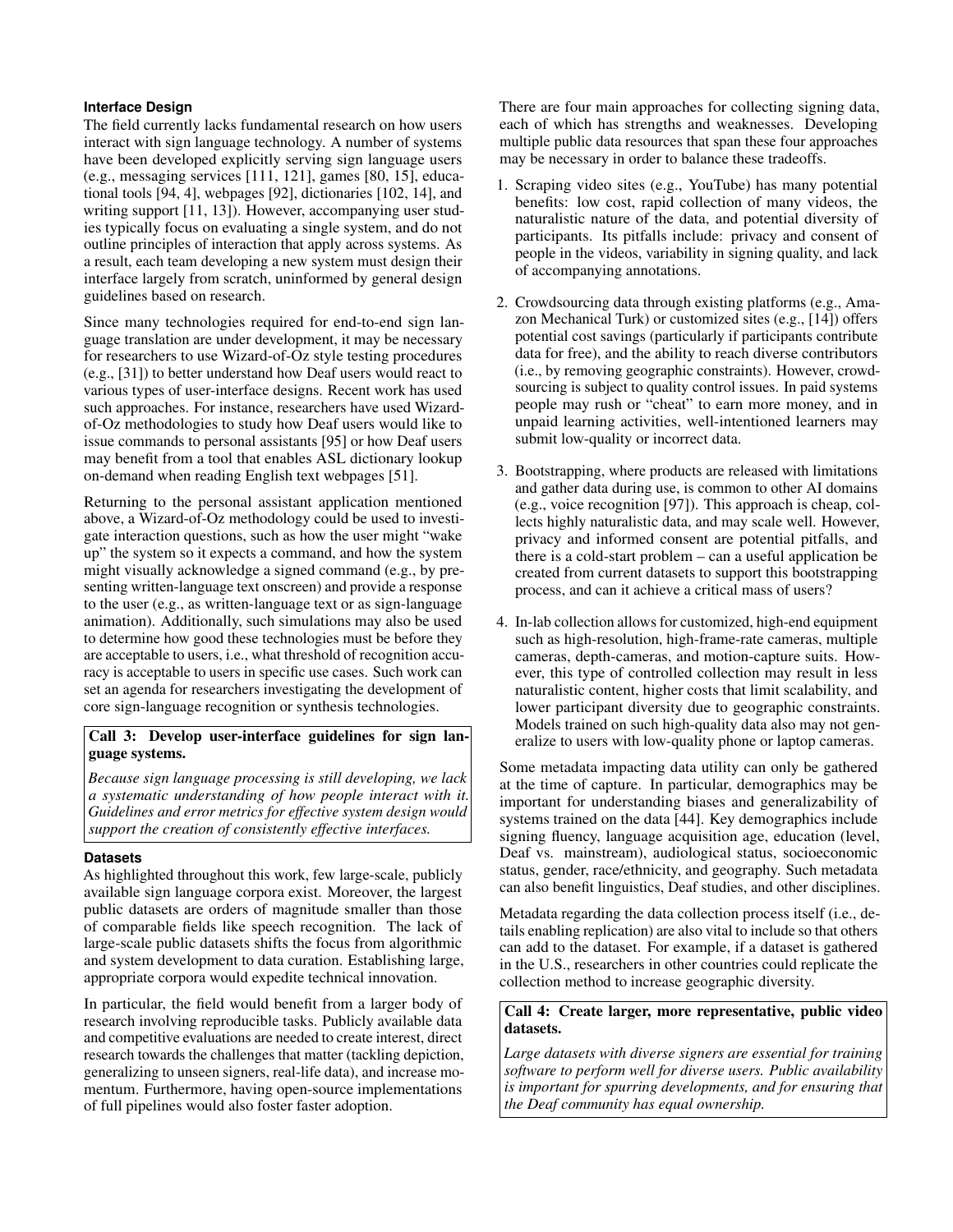### Interface Design

The field currently lacks fundamental research on how users interact with sign language technology. A number of systems have been developed explicitly serving sign language users (e.g., messaging services [111, 121], games [80, 15], educational tools [94, 4], webpages [92], dictionaries [102, 14], and writing support [11, 13]). However, accompanying user studies typically focus on evaluating a single system, and do not outline principles of interaction that apply across systems. As a result, each team developing a new system must design their interface largely from scratch, uninformed by general design guidelines based on research.

Since many technologies required for end-to-end sign language translation are under development, it may be necessary for researchers to use Wizard-of-Oz style testing procedures (e.g., [31]) to better understand how Deaf users would react to various types of user-interface designs. Recent work has used such approaches. For instance, researchers have used Wizard-of-Oz methodologies to study how Deaf users would like to issue commands to personal assistants [95] or how Deaf users may benefit from a tool that enables ASL dictionary lookup on-demand when reading English text webpages [51].

Returning to the personal assistant application mentioned above, a Wizard-of-Oz methodology could be used to investigate interaction questions, such as how the user might "wake up" the system so it expects a command, and how the system might visually acknowledge a signed command (e.g., by presenting written-language text onscreen) and provide a response to the user (e.g., as written-language text or as sign-language animation). Additionally, such simulations may also be used to determine how good these technologies must be before they are acceptable to users, i.e., what threshold of recognition accuracy is acceptable to users in specific use cases. Such work can set an agenda for researchers investigating the development of core sign-language recognition or synthesis technologies.

**Call 3: Develop user-interface guidelines for sign language systems.**

*Because sign language processing is still developing, we lack a systematic understanding of how people interact with it. Guidelines and error metrics for effective system design would support the creation of consistently effective interfaces.*

### Datasets

As highlighted throughout this work, few large-scale, publicly available sign language corpora exist. Moreover, the largest public datasets are orders of magnitude smaller than those of comparable fields like speech recognition. The lack of large-scale public datasets shifts the focus from algorithmic and system development to data curation. Establishing large, appropriate corpora would expedite technical innovation.

In particular, the field would benefit from a larger body of research involving reproducible tasks. Publicly available data and competitive evaluations are needed to create interest, direct research towards the challenges that matter (tackling depiction, generalizing to unseen signers, real-life data), and increase momentum. Furthermore, having open-source implementations of full pipelines would also foster faster adoption.

There are four main approaches for collecting signing data, each of which has strengths and weaknesses. Developing multiple public data resources that span these four approaches may be necessary in order to balance these tradeoffs.

1. Scraping video sites (e.g., YouTube) has many potential benefits: low cost, rapid collection of many videos, the naturalistic nature of the data, and potential diversity of participants. Its pitfalls include: privacy and consent of people in the videos, variability in signing quality, and lack of accompanying annotations.

2. Crowdsourcing data through existing platforms (e.g., Amazon Mechanical Turk) or customized sites (e.g., [14]) offers potential cost savings (particularly if participants contribute data for free), and the ability to reach diverse contributors (i.e., by removing geographic constraints). However, crowdsourcing is subject to quality control issues. In paid systems people may rush or "cheat" to earn more money, and in unpaid learning activities, well-intentioned learners may submit low-quality or incorrect data.

3. Bootstrapping, where products are released with limitations and gather data during use, is common to other AI domains (e.g., voice recognition [97]). This approach is cheap, collects highly naturalistic data, and may scale well. However, privacy and informed consent are potential pitfalls, and there is a cold-start problem – can a useful application be created from current datasets to support this bootstrapping process, and can it achieve a critical mass of users?

4. In-lab collection allows for customized, high-end equipment such as high-resolution, high-frame-rate cameras, multiple cameras, depth-cameras, and motion-capture suits. However, this type of controlled collection may result in less naturalistic content, higher costs that limit scalability, and lower participant diversity due to geographic constraints. Models trained on such high-quality data also may not generalize to users with low-quality phone or laptop cameras.

Some metadata impacting data utility can only be gathered at the time of capture. In particular, demographics may be important for understanding biases and generalizability of systems trained on the data [44]. Key demographics include signing fluency, language acquisition age, education (level, Deaf vs. mainstream), audiological status, socioeconomic status, gender, race/ethnicity, and geography. Such metadata can also benefit linguistics, Deaf studies, and other disciplines.

Metadata regarding the data collection process itself (i.e., details enabling replication) are also vital to include so that others can add to the dataset. For example, if a dataset is gathered in the U.S., researchers in other countries could replicate the collection method to increase geographic diversity.

**Call 4: Create larger, more representative, public video datasets.**

*Large datasets with diverse signers are essential for training software to perform well for diverse users. Public availability is important for spurring developments, and for ensuring that the Deaf community has equal ownership.*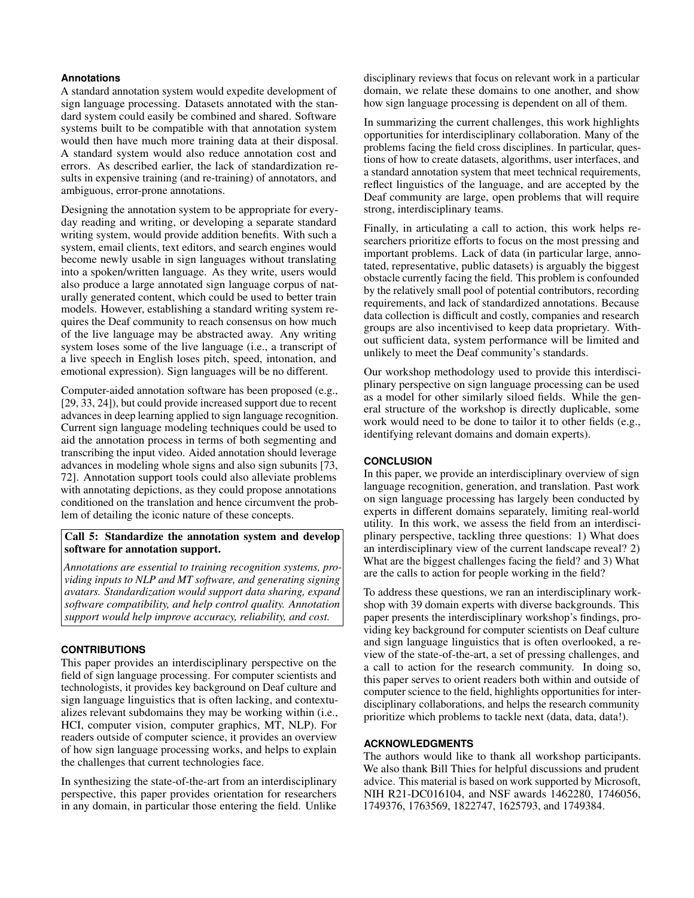### Annotations

A standard annotation system would expedite development of sign language processing. Datasets annotated with the standard system could easily be combined and shared. Software systems built to be compatible with that annotation system would then have much more training data at their disposal. A standard system would also reduce annotation cost and errors. As described earlier, the lack of standardization results in expensive training (and re-training) of annotators, and ambiguous, error-prone annotations.

Designing the annotation system to be appropriate for everyday reading and writing, or developing a separate standard writing system, would provide addition benefits. With such a system, email clients, text editors, and search engines would become newly usable in sign languages without translating into a spoken/written language. As they write, users would also produce a large annotated sign language corpus of naturally generated content, which could be used to better train models. However, establishing a standard writing system requires the Deaf community to reach consensus on how much of the live language may be abstracted away. Any writing system loses some of the live language (i.e., a transcript of a live speech in English loses pitch, speed, intonation, and emotional expression). Sign languages will be no different.

Computer-aided annotation software has been proposed (e.g., [29, 33, 24]), but could provide increased support due to recent advances in deep learning applied to sign language recognition. Current sign language modeling techniques could be used to aid the annotation process in terms of both segmenting and transcribing the input video. Aided annotation should leverage advances in modeling whole signs and also sign subunits [73, 72]. Annotation support tools could also alleviate problems with annotating depictions, as they could propose annotations conditioned on the translation and hence circumvent the problem of detailing the iconic nature of these concepts.

**Call 5: Standardize the annotation system and develop software for annotation support.**

*Annotations are essential to training recognition systems, providing inputs to NLP and MT software, and generating signing avatars. Standardization would support data sharing, expand software compatibility, and help control quality. Annotation support would help improve accuracy, reliability, and cost.*

## CONTRIBUTIONS

This paper provides an interdisciplinary perspective on the field of sign language processing. For computer scientists and technologists, it provides key background on Deaf culture and sign language linguistics that is often lacking, and contextualizes relevant subdomains they may be working within (i.e., HCI, computer vision, computer graphics, MT, NLP). For readers outside of computer science, it provides an overview of how sign language processing works, and helps to explain the challenges that current technologies face.

In synthesizing the state-of-the-art from an interdisciplinary perspective, this paper provides orientation for researchers in any domain, in particular those entering the field. Unlike disciplinary reviews that focus on relevant work in a particular domain, we relate these domains to one another, and show how sign language processing is dependent on all of them.

In summarizing the current challenges, this work highlights opportunities for interdisciplinary collaboration. Many of the problems facing the field cross disciplines. In particular, questions of how to create datasets, algorithms, user interfaces, and a standard annotation system that meet technical requirements, reflect linguistics of the language, and are accepted by the Deaf community are large, open problems that will require strong, interdisciplinary teams.

Finally, in articulating a call to action, this work helps researchers prioritize efforts to focus on the most pressing and important problems. Lack of data (in particular large, annotated, representative, public datasets) is arguably the biggest obstacle currently facing the field. This problem is confounded by the relatively small pool of potential contributors, recording requirements, and lack of standardized annotations. Because data collection is difficult and costly, companies and research groups are also incentivised to keep data proprietary. Without sufficient data, system performance will be limited and unlikely to meet the Deaf community's standards.

Our workshop methodology used to provide this interdisciplinary perspective on sign language processing can be used as a model for other similarly siloed fields. While the general structure of the workshop is directly duplicable, some work would need to be done to tailor it to other fields (e.g., identifying relevant domains and domain experts).

## CONCLUSION

In this paper, we provide an interdisciplinary overview of sign language recognition, generation, and translation. Past work on sign language processing has largely been conducted by experts in different domains separately, limiting real-world utility. In this work, we assess the field from an interdisciplinary perspective, tackling three questions: 1) What does an interdisciplinary view of the current landscape reveal? 2) What are the biggest challenges facing the field? and 3) What are the calls to action for people working in the field?

To address these questions, we ran an interdisciplinary workshop with 39 domain experts with diverse backgrounds. This paper presents the interdisciplinary workshop's findings, providing key background for computer scientists on Deaf culture and sign language linguistics that is often overlooked, a review of the state-of-the-art, a set of pressing challenges, and a call to action for the research community. In doing so, this paper serves to orient readers both within and outside of computer science to the field, highlights opportunities for interdisciplinary collaborations, and helps the research community prioritize which problems to tackle next (data, data, data!).

## ACKNOWLEDGMENTS

The authors would like to thank all workshop participants. We also thank Bill Thies for helpful discussions and prudent advice. This material is based on work supported by Microsoft, NIH R21-DC016104, and NSF awards 1462280, 1746056, 1749376, 1763569, 1822747, 1625793, and 1749384.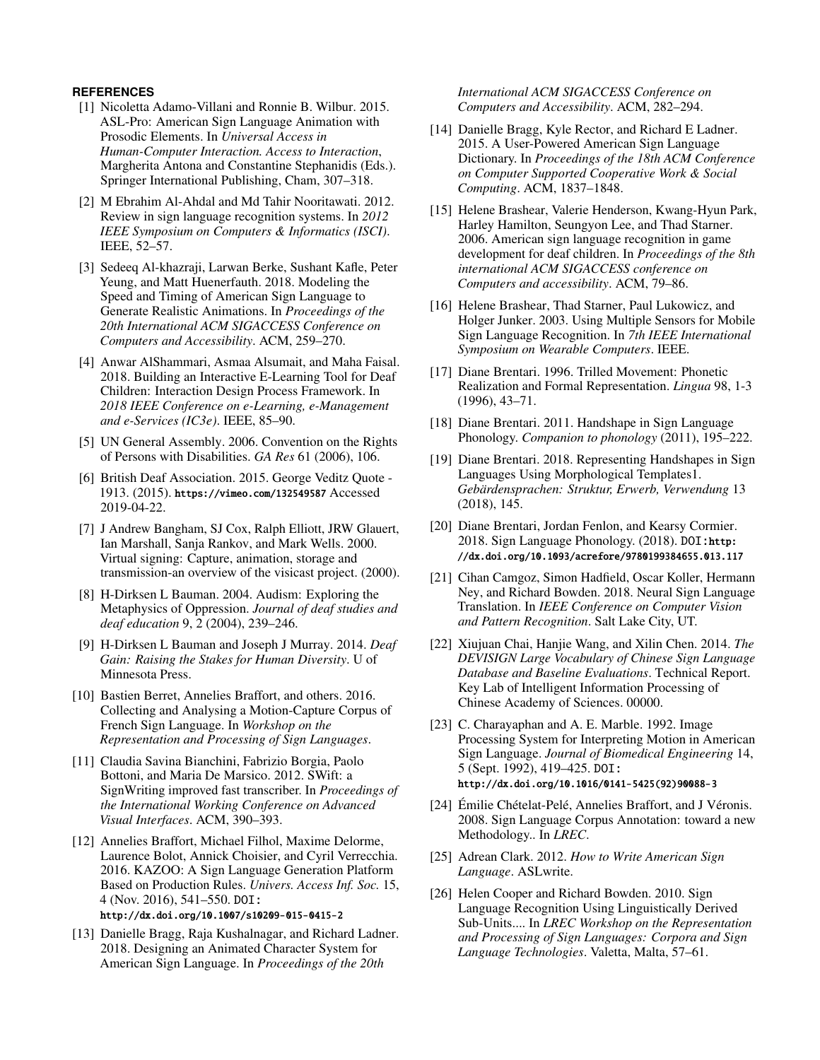## REFERENCES

[1] Nicoletta Adamo-Villani and Ronnie B. Wilbur. 2015. ASL-Pro: American Sign Language Animation with Prosodic Elements. In *Universal Access in Human-Computer Interaction. Access to Interaction*, Margherita Antona and Constantine Stephanidis (Eds.). Springer International Publishing, Cham, 307–318.

[2] M Ebrahim Al-Ahdal and Md Tahir Nooritawati. 2012. Review in sign language recognition systems. In *2012 IEEE Symposium on Computers & Informatics (ISCI)*. IEEE, 52–57.

[3] Sedeeq Al-khazraji, Larwan Berke, Sushant Kafle, Peter Yeung, and Matt Huenerfauth. 2018. Modeling the Speed and Timing of American Sign Language to Generate Realistic Animations. In *Proceedings of the 20th International ACM SIGACCESS Conference on Computers and Accessibility*. ACM, 259–270.

[4] Anwar AlShammari, Asmaa Alsumait, and Maha Faisal. 2018. Building an Interactive E-Learning Tool for Deaf Children: Interaction Design Process Framework. In *2018 IEEE Conference on e-Learning, e-Management and e-Services (IC3e)*. IEEE, 85–90.

[5] UN General Assembly. 2006. Convention on the Rights of Persons with Disabilities. *GA Res* 61 (2006), 106.

[6] British Deaf Association. 2015. George Veditz Quote - 1913. (2015). `https://vimeo.com/132549587` Accessed 2019-04-22.

[7] J Andrew Bangham, SJ Cox, Ralph Elliott, JRW Glauert, Ian Marshall, Sanja Rankov, and Mark Wells. 2000. Virtual signing: Capture, animation, storage and transmission-an overview of the visicast project. (2000).

[8] H-Dirksen L Bauman. 2004. Audism: Exploring the Metaphysics of Oppression. *Journal of deaf studies and deaf education* 9, 2 (2004), 239–246.

[9] H-Dirksen L Bauman and Joseph J Murray. 2014. *Deaf Gain: Raising the Stakes for Human Diversity*. U of Minnesota Press.

[10] Bastien Berret, Annelies Braffort, and others. 2016. Collecting and Analysing a Motion-Capture Corpus of French Sign Language. In *Workshop on the Representation and Processing of Sign Languages*.

[11] Claudia Savina Bianchini, Fabrizio Borgia, Paolo Bottoni, and Maria De Marsico. 2012. SWift: a SignWriting improved fast transcriber. In *Proceedings of the International Working Conference on Advanced Visual Interfaces*. ACM, 390–393.

[12] Annelies Braffort, Michael Filhol, Maxime Delorme, Laurence Bolot, Annick Choisier, and Cyril Verrecchia. 2016. KAZOO: A Sign Language Generation Platform Based on Production Rules. *Univers. Access Inf. Soc.* 15, 4 (Nov. 2016), 541–550. DOI: `http://dx.doi.org/10.1007/s10209-015-0415-2`

[13] Danielle Bragg, Raja Kushalnagar, and Richard Ladner. 2018. Designing an Animated Character System for American Sign Language. In *Proceedings of the 20th International ACM SIGACCESS Conference on Computers and Accessibility*. ACM, 282–294.

[14] Danielle Bragg, Kyle Rector, and Richard E Ladner. 2015. A User-Powered American Sign Language Dictionary. In *Proceedings of the 18th ACM Conference on Computer Supported Cooperative Work & Social Computing*. ACM, 1837–1848.

[15] Helene Brashear, Valerie Henderson, Kwang-Hyun Park, Harley Hamilton, Seungyon Lee, and Thad Starner. 2006. American sign language recognition in game development for deaf children. In *Proceedings of the 8th international ACM SIGACCESS conference on Computers and accessibility*. ACM, 79–86.

[16] Helene Brashear, Thad Starner, Paul Lukowicz, and Holger Junker. 2003. Using Multiple Sensors for Mobile Sign Language Recognition. In *7th IEEE International Symposium on Wearable Computers*. IEEE.

[17] Diane Brentari. 1996. Trilled Movement: Phonetic Realization and Formal Representation. *Lingua* 98, 1-3 (1996), 43–71.

[18] Diane Brentari. 2011. Handshape in Sign Language Phonology. *Companion to phonology* (2011), 195–222.

[19] Diane Brentari. 2018. Representing Handshapes in Sign Languages Using Morphological Templates1. *Gebärdensprachen: Struktur, Erwerb, Verwendung* 13 (2018), 145.

[20] Diane Brentari, Jordan Fenlon, and Kearsy Cormier. 2018. Sign Language Phonology. (2018). DOI: `http://dx.doi.org/10.1093/acrefore/9780199384655.013.117`

[21] Cihan Camgoz, Simon Hadfield, Oscar Koller, Hermann Ney, and Richard Bowden. 2018. Neural Sign Language Translation. In *IEEE Conference on Computer Vision and Pattern Recognition*. Salt Lake City, UT.

[22] Xiujuan Chai, Hanjie Wang, and Xilin Chen. 2014. *The DEVISIGN Large Vocabulary of Chinese Sign Language Database and Baseline Evaluations*. Technical Report. Key Lab of Intelligent Information Processing of Chinese Academy of Sciences. 00000.

[23] C. Charayaphan and A. E. Marble. 1992. Image Processing System for Interpreting Motion in American Sign Language. *Journal of Biomedical Engineering* 14, 5 (Sept. 1992), 419–425. DOI: `http://dx.doi.org/10.1016/0141-5425(92)90088-3`

[24] Émilie Chételat-Pelé, Annelies Braffort, and J Véronis. 2008. Sign Language Corpus Annotation: toward a new Methodology.. In *LREC*.

[25] Adrean Clark. 2012. *How to Write American Sign Language*. ASLwrite.

[26] Helen Cooper and Richard Bowden. 2010. Sign Language Recognition Using Linguistically Derived Sub-Units.... In *LREC Workshop on the Representation and Processing of Sign Languages: Corpora and Sign Language Technologies*. Valetta, Malta, 57–61.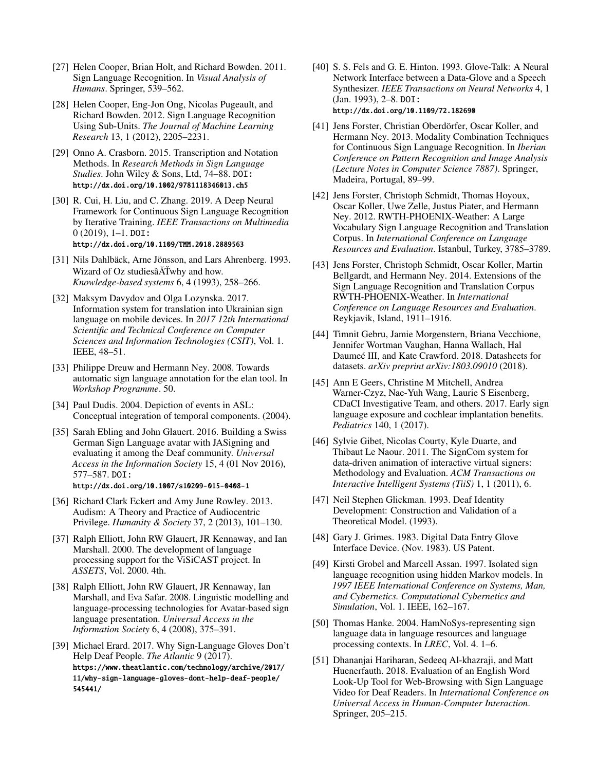[27] Helen Cooper, Brian Holt, and Richard Bowden. 2011. Sign Language Recognition. In *Visual Analysis of Humans*. Springer, 539–562.

[28] Helen Cooper, Eng-Jon Ong, Nicolas Pugeault, and Richard Bowden. 2012. Sign Language Recognition Using Sub-Units. *The Journal of Machine Learning Research* 13, 1 (2012), 2205–2231.

[29] Onno A. Crasborn. 2015. Transcription and Notation Methods. In *Research Methods in Sign Language Studies*. John Wiley & Sons, Ltd, 74–88. DOI: http://dx.doi.org/10.1002/9781118346013.ch5

[30] R. Cui, H. Liu, and C. Zhang. 2019. A Deep Neural Framework for Continuous Sign Language Recognition by Iterative Training. *IEEE Transactions on Multimedia* 0 (2019), 1–1. DOI: http://dx.doi.org/10.1109/TMM.2018.2889563

[31] Nils Dahlbäck, Arne Jönsson, and Lars Ahrenberg. 1993. Wizard of Oz studiesâĂŤwhy and how. *Knowledge-based systems* 6, 4 (1993), 258–266.

[32] Maksym Davydov and Olga Lozynska. 2017. Information system for translation into Ukrainian sign language on mobile devices. In *2017 12th International Scientific and Technical Conference on Computer Sciences and Information Technologies (CSIT)*, Vol. 1. IEEE, 48–51.

[33] Philippe Dreuw and Hermann Ney. 2008. Towards automatic sign language annotation for the elan tool. In *Workshop Programme*. 50.

[34] Paul Dudis. 2004. Depiction of events in ASL: Conceptual integration of temporal components. (2004).

[35] Sarah Ebling and John Glauert. 2016. Building a Swiss German Sign Language avatar with JASigning and evaluating it among the Deaf community. *Universal Access in the Information Society* 15, 4 (01 Nov 2016), 577–587. DOI: http://dx.doi.org/10.1007/s10209-015-0408-1

[36] Richard Clark Eckert and Amy June Rowley. 2013. Audism: A Theory and Practice of Audiocentric Privilege. *Humanity & Society* 37, 2 (2013), 101–130.

[37] Ralph Elliott, John RW Glauert, JR Kennaway, and Ian Marshall. 2000. The development of language processing support for the ViSiCAST project. In *ASSETS*, Vol. 2000. 4th.

[38] Ralph Elliott, John RW Glauert, JR Kennaway, Ian Marshall, and Eva Safar. 2008. Linguistic modelling and language-processing technologies for Avatar-based sign language presentation. *Universal Access in the Information Society* 6, 4 (2008), 375–391.

[39] Michael Erard. 2017. Why Sign-Language Gloves Don't Help Deaf People. *The Atlantic* 9 (2017). https://www.theatlantic.com/technology/archive/2017/11/why-sign-language-gloves-dont-help-deaf-people/545441/

[40] S. S. Fels and G. E. Hinton. 1993. Glove-Talk: A Neural Network Interface between a Data-Glove and a Speech Synthesizer. *IEEE Transactions on Neural Networks* 4, 1 (Jan. 1993), 2–8. DOI: http://dx.doi.org/10.1109/72.182690

[41] Jens Forster, Christian Oberdörfer, Oscar Koller, and Hermann Ney. 2013. Modality Combination Techniques for Continuous Sign Language Recognition. In *Iberian Conference on Pattern Recognition and Image Analysis (Lecture Notes in Computer Science 7887)*. Springer, Madeira, Portugal, 89–99.

[42] Jens Forster, Christoph Schmidt, Thomas Hoyoux, Oscar Koller, Uwe Zelle, Justus Piater, and Hermann Ney. 2012. RWTH-PHOENIX-Weather: A Large Vocabulary Sign Language Recognition and Translation Corpus. In *International Conference on Language Resources and Evaluation*. Istanbul, Turkey, 3785–3789.

[43] Jens Forster, Christoph Schmidt, Oscar Koller, Martin Bellgardt, and Hermann Ney. 2014. Extensions of the Sign Language Recognition and Translation Corpus RWTH-PHOENIX-Weather. In *International Conference on Language Resources and Evaluation*. Reykjavik, Island, 1911–1916.

[44] Timnit Gebru, Jamie Morgenstern, Briana Vecchione, Jennifer Wortman Vaughan, Hanna Wallach, Hal Daumeé III, and Kate Crawford. 2018. Datasheets for datasets. *arXiv preprint arXiv:1803.09010* (2018).

[45] Ann E Geers, Christine M Mitchell, Andrea Warner-Czyz, Nae-Yuh Wang, Laurie S Eisenberg, CDaCI Investigative Team, and others. 2017. Early sign language exposure and cochlear implantation benefits. *Pediatrics* 140, 1 (2017).

[46] Sylvie Gibet, Nicolas Courty, Kyle Duarte, and Thibaut Le Naour. 2011. The SignCom system for data-driven animation of interactive virtual signers: Methodology and Evaluation. *ACM Transactions on Interactive Intelligent Systems (TiiS)* 1, 1 (2011), 6.

[47] Neil Stephen Glickman. 1993. Deaf Identity Development: Construction and Validation of a Theoretical Model. (1993).

[48] Gary J. Grimes. 1983. Digital Data Entry Glove Interface Device. (Nov. 1983). US Patent.

[49] Kirsti Grobel and Marcell Assan. 1997. Isolated sign language recognition using hidden Markov models. In *1997 IEEE International Conference on Systems, Man, and Cybernetics. Computational Cybernetics and Simulation*, Vol. 1. IEEE, 162–167.

[50] Thomas Hanke. 2004. HamNoSys-representing sign language data in language resources and language processing contexts. In *LREC*, Vol. 4. 1–6.

[51] Dhananjai Hariharan, Sedeeq Al-khazraji, and Matt Huenerfauth. 2018. Evaluation of an English Word Look-Up Tool for Web-Browsing with Sign Language Video for Deaf Readers. In *International Conference on Universal Access in Human-Computer Interaction*. Springer, 205–215.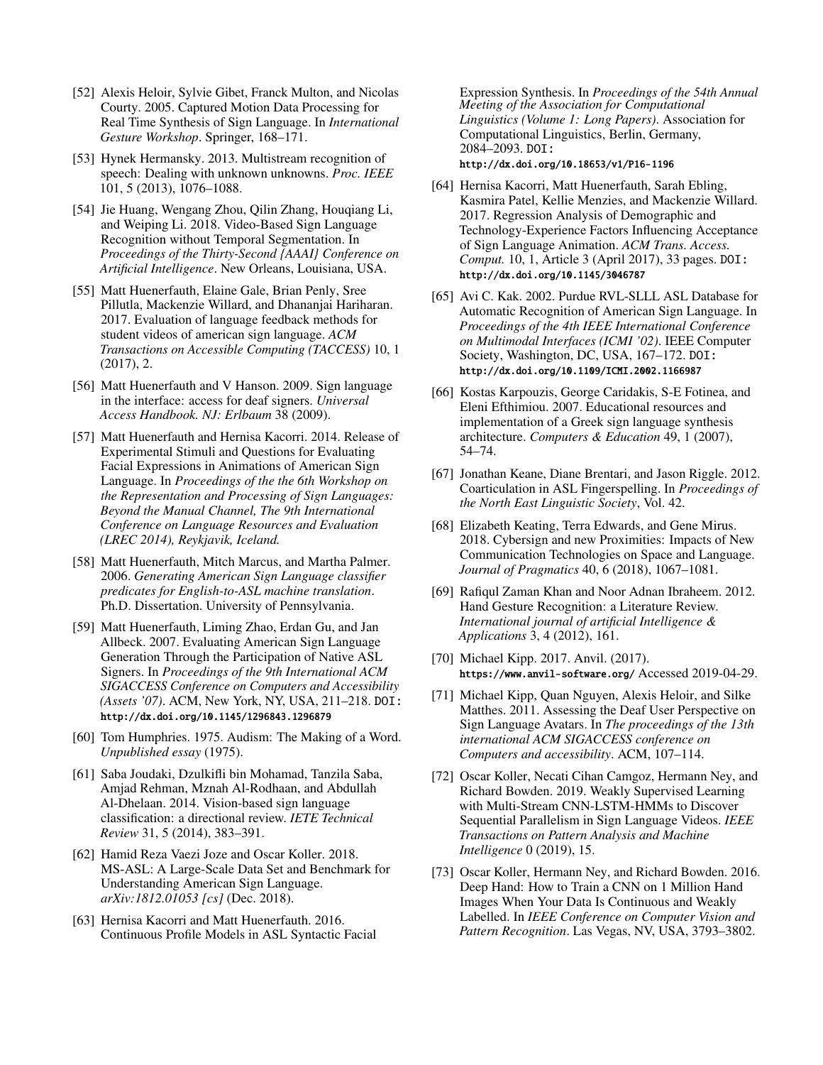[52] Alexis Heloir, Sylvie Gibet, Franck Multon, and Nicolas Courty. 2005. Captured Motion Data Processing for Real Time Synthesis of Sign Language. In *International Gesture Workshop*. Springer, 168–171.

[53] Hynek Hermansky. 2013. Multistream recognition of speech: Dealing with unknown unknowns. *Proc. IEEE* 101, 5 (2013), 1076–1088.

[54] Jie Huang, Wengang Zhou, Qilin Zhang, Houqiang Li, and Weiping Li. 2018. Video-Based Sign Language Recognition without Temporal Segmentation. In *Proceedings of the Thirty-Second {AAAI} Conference on Artificial Intelligence*. New Orleans, Louisiana, USA.

[55] Matt Huenerfauth, Elaine Gale, Brian Penly, Sree Pillutla, Mackenzie Willard, and Dhananjai Hariharan. 2017. Evaluation of language feedback methods for student videos of american sign language. *ACM Transactions on Accessible Computing (TACCESS)* 10, 1 (2017), 2.

[56] Matt Huenerfauth and V Hanson. 2009. Sign language in the interface: access for deaf signers. *Universal Access Handbook. NJ: Erlbaum* 38 (2009).

[57] Matt Huenerfauth and Hernisa Kacorri. 2014. Release of Experimental Stimuli and Questions for Evaluating Facial Expressions in Animations of American Sign Language. In *Proceedings of the the 6th Workshop on the Representation and Processing of Sign Languages: Beyond the Manual Channel, The 9th International Conference on Language Resources and Evaluation (LREC 2014), Reykjavik, Iceland.*

[58] Matt Huenerfauth, Mitch Marcus, and Martha Palmer. 2006. *Generating American Sign Language classifier predicates for English-to-ASL machine translation*. Ph.D. Dissertation. University of Pennsylvania.

[59] Matt Huenerfauth, Liming Zhao, Erdan Gu, and Jan Allbeck. 2007. Evaluating American Sign Language Generation Through the Participation of Native ASL Signers. In *Proceedings of the 9th International ACM SIGACCESS Conference on Computers and Accessibility (Assets '07)*. ACM, New York, NY, USA, 211–218. DOI: http://dx.doi.org/10.1145/1296843.1296879

[60] Tom Humphries. 1975. Audism: The Making of a Word. *Unpublished essay* (1975).

[61] Saba Joudaki, Dzulkifli bin Mohamad, Tanzila Saba, Amjad Rehman, Mznah Al-Rodhaan, and Abdullah Al-Dhelaan. 2014. Vision-based sign language classification: a directional review. *IETE Technical Review* 31, 5 (2014), 383–391.

[62] Hamid Reza Vaezi Joze and Oscar Koller. 2018. MS-ASL: A Large-Scale Data Set and Benchmark for Understanding American Sign Language. *arXiv:1812.01053 [cs]* (Dec. 2018).

[63] Hernisa Kacorri and Matt Huenerfauth. 2016. Continuous Profile Models in ASL Syntactic Facial Expression Synthesis. In *Proceedings of the 54th Annual Meeting of the Association for Computational Linguistics (Volume 1: Long Papers)*. Association for Computational Linguistics, Berlin, Germany, 2084–2093. DOI: http://dx.doi.org/10.18653/v1/P16-1196

[64] Hernisa Kacorri, Matt Huenerfauth, Sarah Ebling, Kasmira Patel, Kellie Menzies, and Mackenzie Willard. 2017. Regression Analysis of Demographic and Technology-Experience Factors Influencing Acceptance of Sign Language Animation. *ACM Trans. Access. Comput.* 10, 1, Article 3 (April 2017), 33 pages. DOI: http://dx.doi.org/10.1145/3046787

[65] Avi C. Kak. 2002. Purdue RVL-SLLL ASL Database for Automatic Recognition of American Sign Language. In *Proceedings of the 4th IEEE International Conference on Multimodal Interfaces (ICMI '02)*. IEEE Computer Society, Washington, DC, USA, 167–172. DOI: http://dx.doi.org/10.1109/ICMI.2002.1166987

[66] Kostas Karpouzis, George Caridakis, S-E Fotinea, and Eleni Efthimiou. 2007. Educational resources and implementation of a Greek sign language synthesis architecture. *Computers & Education* 49, 1 (2007), 54–74.

[67] Jonathan Keane, Diane Brentari, and Jason Riggle. 2012. Coarticulation in ASL Fingerspelling. In *Proceedings of the North East Linguistic Society*, Vol. 42.

[68] Elizabeth Keating, Terra Edwards, and Gene Mirus. 2018. Cybersign and new Proximities: Impacts of New Communication Technologies on Space and Language. *Journal of Pragmatics* 40, 6 (2018), 1067–1081.

[69] Rafiqul Zaman Khan and Noor Adnan Ibraheem. 2012. Hand Gesture Recognition: a Literature Review. *International journal of artificial Intelligence & Applications* 3, 4 (2012), 161.

[70] Michael Kipp. 2017. Anvil. (2017). https://www.anvil-software.org/ Accessed 2019-04-29.

[71] Michael Kipp, Quan Nguyen, Alexis Heloir, and Silke Matthes. 2011. Assessing the Deaf User Perspective on Sign Language Avatars. In *The proceedings of the 13th international ACM SIGACCESS conference on Computers and accessibility*. ACM, 107–114.

[72] Oscar Koller, Necati Cihan Camgoz, Hermann Ney, and Richard Bowden. 2019. Weakly Supervised Learning with Multi-Stream CNN-LSTM-HMMs to Discover Sequential Parallelism in Sign Language Videos. *IEEE Transactions on Pattern Analysis and Machine Intelligence* 0 (2019), 15.

[73] Oscar Koller, Hermann Ney, and Richard Bowden. 2016. Deep Hand: How to Train a CNN on 1 Million Hand Images When Your Data Is Continuous and Weakly Labelled. In *IEEE Conference on Computer Vision and Pattern Recognition*. Las Vegas, NV, USA, 3793–3802.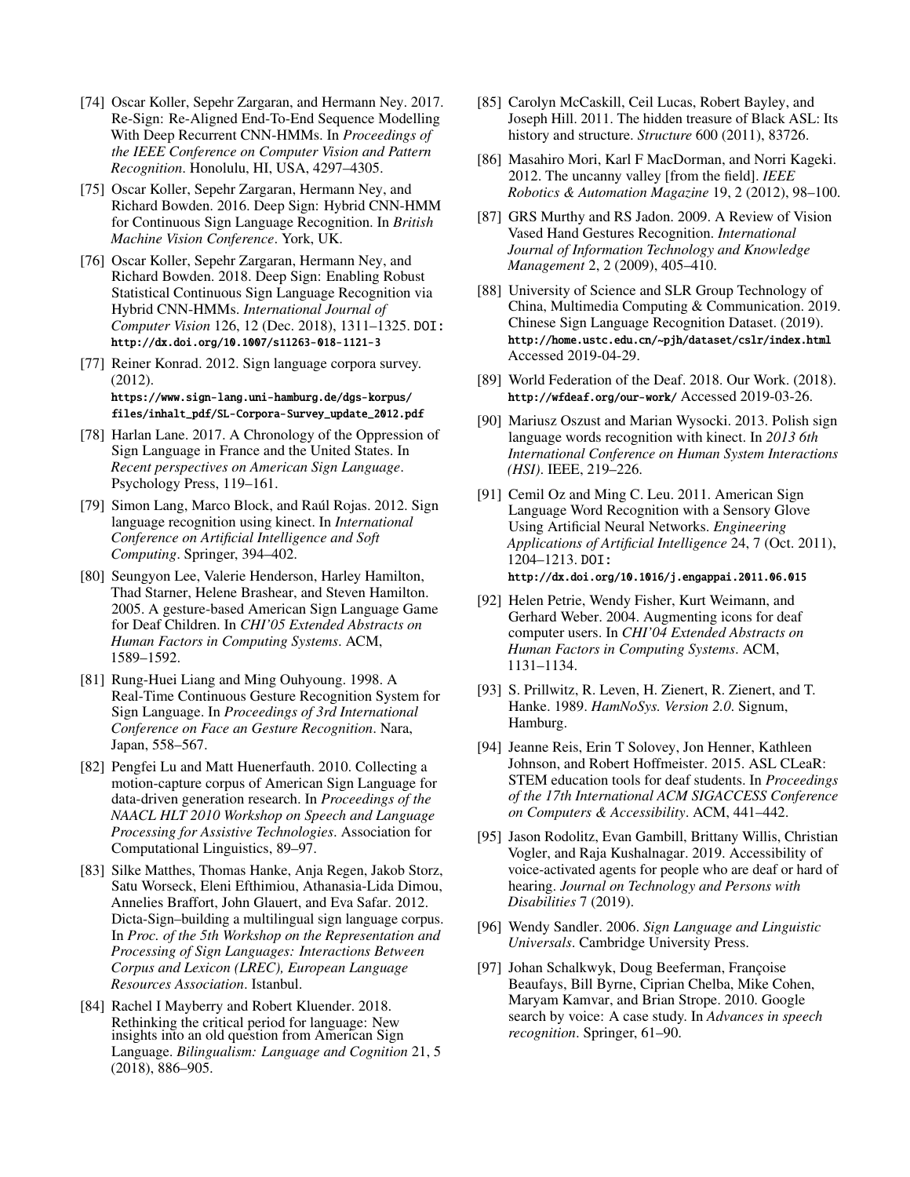[74] Oscar Koller, Sepehr Zargaran, and Hermann Ney. 2017. Re-Sign: Re-Aligned End-To-End Sequence Modelling With Deep Recurrent CNN-HMMs. In *Proceedings of the IEEE Conference on Computer Vision and Pattern Recognition*. Honolulu, HI, USA, 4297–4305.

[75] Oscar Koller, Sepehr Zargaran, Hermann Ney, and Richard Bowden. 2016. Deep Sign: Hybrid CNN-HMM for Continuous Sign Language Recognition. In *British Machine Vision Conference*. York, UK.

[76] Oscar Koller, Sepehr Zargaran, Hermann Ney, and Richard Bowden. 2018. Deep Sign: Enabling Robust Statistical Continuous Sign Language Recognition via Hybrid CNN-HMMs. *International Journal of Computer Vision* 126, 12 (Dec. 2018), 1311–1325. DOI: http://dx.doi.org/10.1007/s11263-018-1121-3

[77] Reiner Konrad. 2012. Sign language corpora survey. (2012). https://www.sign-lang.uni-hamburg.de/dgs-korpus/files/inhalt_pdf/SL-Corpora-Survey_update_2012.pdf

[78] Harlan Lane. 2017. A Chronology of the Oppression of Sign Language in France and the United States. In *Recent perspectives on American Sign Language*. Psychology Press, 119–161.

[79] Simon Lang, Marco Block, and Raúl Rojas. 2012. Sign language recognition using kinect. In *International Conference on Artificial Intelligence and Soft Computing*. Springer, 394–402.

[80] Seungyon Lee, Valerie Henderson, Harley Hamilton, Thad Starner, Helene Brashear, and Steven Hamilton. 2005. A gesture-based American Sign Language Game for Deaf Children. In *CHI'05 Extended Abstracts on Human Factors in Computing Systems*. ACM, 1589–1592.

[81] Rung-Huei Liang and Ming Ouhyoung. 1998. A Real-Time Continuous Gesture Recognition System for Sign Language. In *Proceedings of 3rd International Conference on Face an Gesture Recognition*. Nara, Japan, 558–567.

[82] Pengfei Lu and Matt Huenerfauth. 2010. Collecting a motion-capture corpus of American Sign Language for data-driven generation research. In *Proceedings of the NAACL HLT 2010 Workshop on Speech and Language Processing for Assistive Technologies*. Association for Computational Linguistics, 89–97.

[83] Silke Matthes, Thomas Hanke, Anja Regen, Jakob Storz, Satu Worseck, Eleni Efthimiou, Athanasia-Lida Dimou, Annelies Braffort, John Glauert, and Eva Safar. 2012. Dicta-Sign–building a multilingual sign language corpus. In *Proc. of the 5th Workshop on the Representation and Processing of Sign Languages: Interactions Between Corpus and Lexicon (LREC), European Language Resources Association*. Istanbul.

[84] Rachel I Mayberry and Robert Kluender. 2018. Rethinking the critical period for language: New insights into an old question from American Sign Language. *Bilingualism: Language and Cognition* 21, 5 (2018), 886–905.

[85] Carolyn McCaskill, Ceil Lucas, Robert Bayley, and Joseph Hill. 2011. The hidden treasure of Black ASL: Its history and structure. *Structure* 600 (2011), 83726.

[86] Masahiro Mori, Karl F MacDorman, and Norri Kageki. 2012. The uncanny valley [from the field]. *IEEE Robotics & Automation Magazine* 19, 2 (2012), 98–100.

[87] GRS Murthy and RS Jadon. 2009. A Review of Vision Vased Hand Gestures Recognition. *International Journal of Information Technology and Knowledge Management* 2, 2 (2009), 405–410.

[88] University of Science and SLR Group Technology of China, Multimedia Computing & Communication. 2019. Chinese Sign Language Recognition Dataset. (2019). http://home.ustc.edu.cn/~pjh/dataset/cslr/index.html Accessed 2019-04-29.

[89] World Federation of the Deaf. 2018. Our Work. (2018). http://wfdeaf.org/our-work/ Accessed 2019-03-26.

[90] Mariusz Oszust and Marian Wysocki. 2013. Polish sign language words recognition with kinect. In *2013 6th International Conference on Human System Interactions (HSI)*. IEEE, 219–226.

[91] Cemil Oz and Ming C. Leu. 2011. American Sign Language Word Recognition with a Sensory Glove Using Artificial Neural Networks. *Engineering Applications of Artificial Intelligence* 24, 7 (Oct. 2011), 1204–1213. DOI: http://dx.doi.org/10.1016/j.engappai.2011.06.015

[92] Helen Petrie, Wendy Fisher, Kurt Weimann, and Gerhard Weber. 2004. Augmenting icons for deaf computer users. In *CHI'04 Extended Abstracts on Human Factors in Computing Systems*. ACM, 1131–1134.

[93] S. Prillwitz, R. Leven, H. Zienert, R. Zienert, and T. Hanke. 1989. *HamNoSys. Version 2.0*. Signum, Hamburg.

[94] Jeanne Reis, Erin T Solovey, Jon Henner, Kathleen Johnson, and Robert Hoffmeister. 2015. ASL CLeaR: STEM education tools for deaf students. In *Proceedings of the 17th International ACM SIGACCESS Conference on Computers & Accessibility*. ACM, 441–442.

[95] Jason Rodolitz, Evan Gambill, Brittany Willis, Christian Vogler, and Raja Kushalnagar. 2019. Accessibility of voice-activated agents for people who are deaf or hard of hearing. *Journal on Technology and Persons with Disabilities* 7 (2019).

[96] Wendy Sandler. 2006. *Sign Language and Linguistic Universals*. Cambridge University Press.

[97] Johan Schalkwyk, Doug Beeferman, Françoise Beaufays, Bill Byrne, Ciprian Chelba, Mike Cohen, Maryam Kamvar, and Brian Strope. 2010. Google search by voice: A case study. In *Advances in speech recognition*. Springer, 61–90.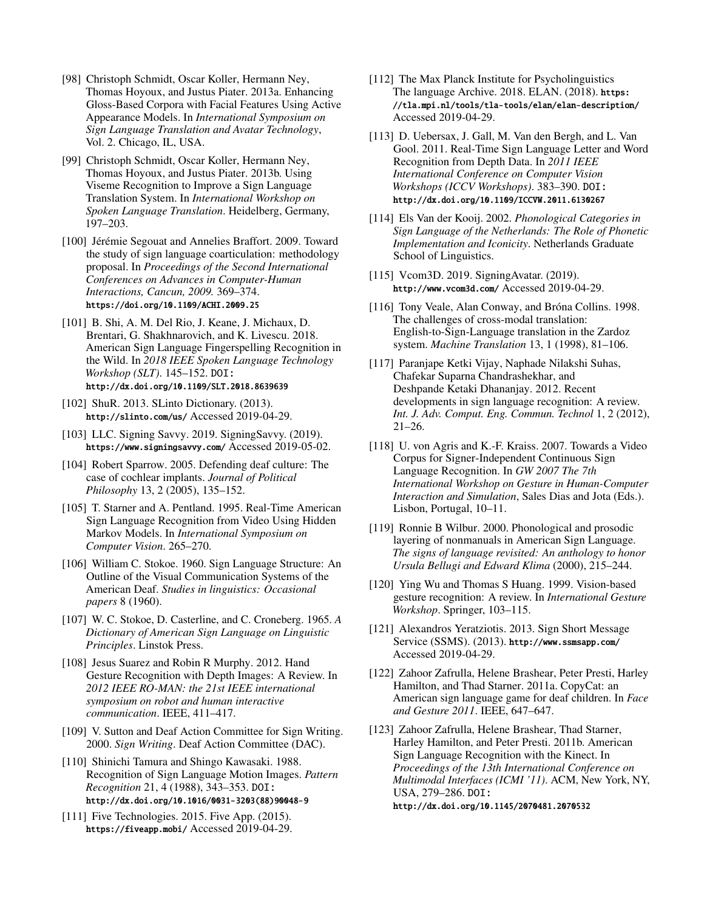[98] Christoph Schmidt, Oscar Koller, Hermann Ney, Thomas Hoyoux, and Justus Piater. 2013a. Enhancing Gloss-Based Corpora with Facial Features Using Active Appearance Models. In *International Symposium on Sign Language Translation and Avatar Technology*, Vol. 2. Chicago, IL, USA.

[99] Christoph Schmidt, Oscar Koller, Hermann Ney, Thomas Hoyoux, and Justus Piater. 2013b. Using Viseme Recognition to Improve a Sign Language Translation System. In *International Workshop on Spoken Language Translation*. Heidelberg, Germany, 197–203.

[100] Jérémie Segouat and Annelies Braffort. 2009. Toward the study of sign language coarticulation: methodology proposal. In *Proceedings of the Second International Conferences on Advances in Computer-Human Interactions, Cancun, 2009.* 369–374. https://doi.org/10.1109/ACHI.2009.25

[101] B. Shi, A. M. Del Rio, J. Keane, J. Michaux, D. Brentari, G. Shakhnarovich, and K. Livescu. 2018. American Sign Language Fingerspelling Recognition in the Wild. In *2018 IEEE Spoken Language Technology Workshop (SLT)*. 145–152. DOI: http://dx.doi.org/10.1109/SLT.2018.8639639

[102] ShuR. 2013. SLinto Dictionary. (2013). http://slinto.com/us/ Accessed 2019-04-29.

[103] LLC. Signing Savvy. 2019. SigningSavvy. (2019). https://www.signingsavvy.com/ Accessed 2019-05-02.

[104] Robert Sparrow. 2005. Defending deaf culture: The case of cochlear implants. *Journal of Political Philosophy* 13, 2 (2005), 135–152.

[105] T. Starner and A. Pentland. 1995. Real-Time American Sign Language Recognition from Video Using Hidden Markov Models. In *International Symposium on Computer Vision*. 265–270.

[106] William C. Stokoe. 1960. Sign Language Structure: An Outline of the Visual Communication Systems of the American Deaf. *Studies in linguistics: Occasional papers* 8 (1960).

[107] W. C. Stokoe, D. Casterline, and C. Croneberg. 1965. *A Dictionary of American Sign Language on Linguistic Principles*. Linstok Press.

[108] Jesus Suarez and Robin R Murphy. 2012. Hand Gesture Recognition with Depth Images: A Review. In *2012 IEEE RO-MAN: the 21st IEEE international symposium on robot and human interactive communication*. IEEE, 411–417.

[109] V. Sutton and Deaf Action Committee for Sign Writing. 2000. *Sign Writing*. Deaf Action Committee (DAC).

[110] Shinichi Tamura and Shingo Kawasaki. 1988. Recognition of Sign Language Motion Images. *Pattern Recognition* 21, 4 (1988), 343–353. DOI: http://dx.doi.org/10.1016/0031-3203(88)90048-9

[111] Five Technologies. 2015. Five App. (2015). https://fiveapp.mobi/ Accessed 2019-04-29.

[112] The Max Planck Institute for Psycholinguistics The language Archive. 2018. ELAN. (2018). https://tla.mpi.nl/tools/tla-tools/elan/elan-description/ Accessed 2019-04-29.

[113] D. Uebersax, J. Gall, M. Van den Bergh, and L. Van Gool. 2011. Real-Time Sign Language Letter and Word Recognition from Depth Data. In *2011 IEEE International Conference on Computer Vision Workshops (ICCV Workshops)*. 383–390. DOI: http://dx.doi.org/10.1109/ICCVW.2011.6130267

[114] Els Van der Kooij. 2002. *Phonological Categories in Sign Language of the Netherlands: The Role of Phonetic Implementation and Iconicity*. Netherlands Graduate School of Linguistics.

[115] Vcom3D. 2019. SigningAvatar. (2019). http://www.vcom3d.com/ Accessed 2019-04-29.

[116] Tony Veale, Alan Conway, and Bróna Collins. 1998. The challenges of cross-modal translation: English-to-Sign-Language translation in the Zardoz system. *Machine Translation* 13, 1 (1998), 81–106.

[117] Paranjape Ketki Vijay, Naphade Nilakshi Suhas, Chafekar Suparna Chandrashekhar, and Deshpande Ketaki Dhananjay. 2012. Recent developments in sign language recognition: A review. *Int. J. Adv. Comput. Eng. Commun. Technol* 1, 2 (2012), 21–26.

[118] U. von Agris and K.-F. Kraiss. 2007. Towards a Video Corpus for Signer-Independent Continuous Sign Language Recognition. In *GW 2007 The 7th International Workshop on Gesture in Human-Computer Interaction and Simulation*, Sales Dias and Jota (Eds.). Lisbon, Portugal, 10–11.

[119] Ronnie B Wilbur. 2000. Phonological and prosodic layering of nonmanuals in American Sign Language. *The signs of language revisited: An anthology to honor Ursula Bellugi and Edward Klima* (2000), 215–244.

[120] Ying Wu and Thomas S Huang. 1999. Vision-based gesture recognition: A review. In *International Gesture Workshop*. Springer, 103–115.

[121] Alexandros Yeratziotis. 2013. Sign Short Message Service (SSMS). (2013). http://www.ssmsapp.com/ Accessed 2019-04-29.

[122] Zahoor Zafrulla, Helene Brashear, Peter Presti, Harley Hamilton, and Thad Starner. 2011a. CopyCat: an American sign language game for deaf children. In *Face and Gesture 2011*. IEEE, 647–647.

[123] Zahoor Zafrulla, Helene Brashear, Thad Starner, Harley Hamilton, and Peter Presti. 2011b. American Sign Language Recognition with the Kinect. In *Proceedings of the 13th International Conference on Multimodal Interfaces (ICMI '11)*. ACM, New York, NY, USA, 279–286. DOI: http://dx.doi.org/10.1145/2070481.2070532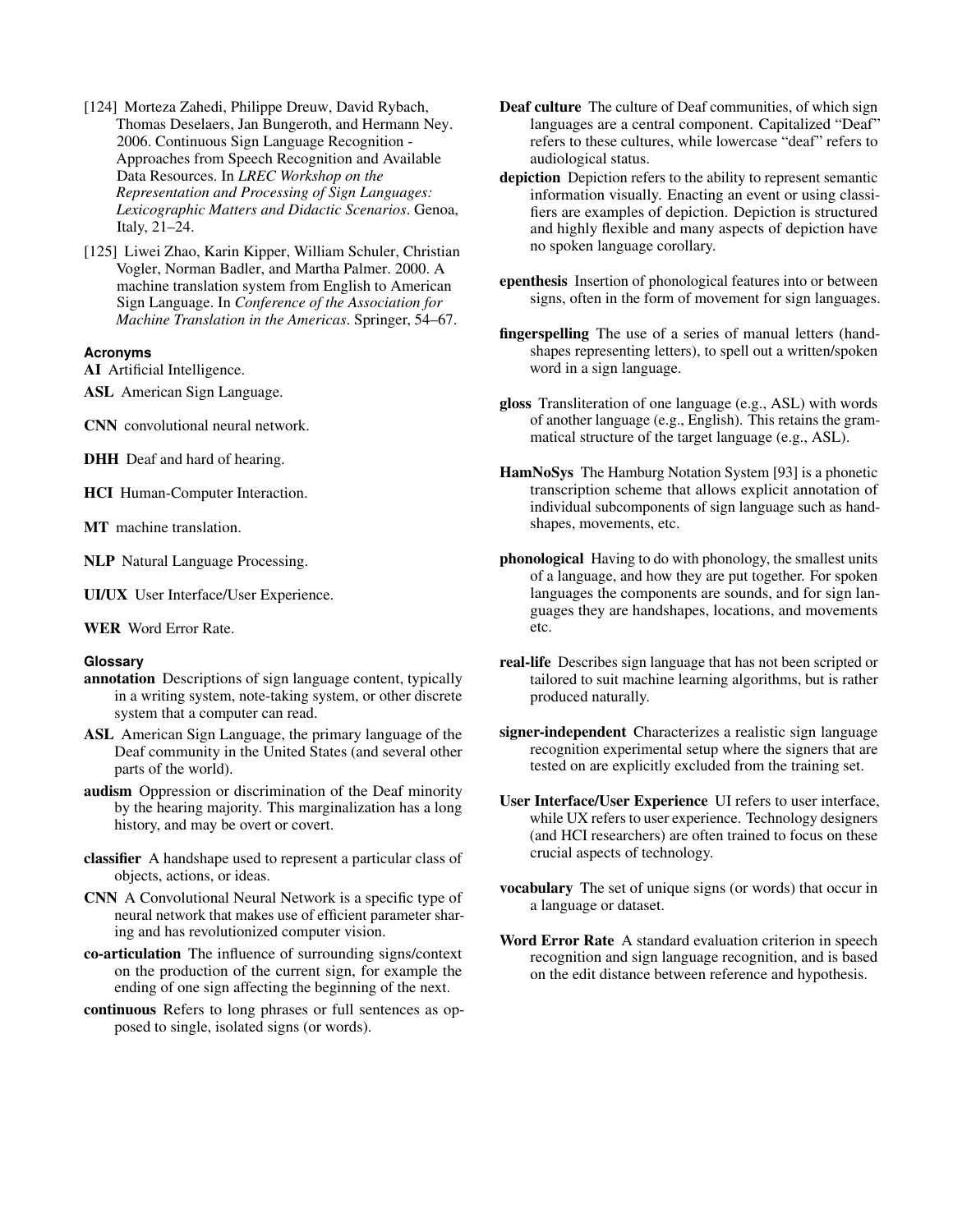[124] Morteza Zahedi, Philippe Dreuw, David Rybach, Thomas Deselaers, Jan Bungeroth, and Hermann Ney. 2006. Continuous Sign Language Recognition - Approaches from Speech Recognition and Available Data Resources. In *LREC Workshop on the Representation and Processing of Sign Languages: Lexicographic Matters and Didactic Scenarios*. Genoa, Italy, 21–24.

[125] Liwei Zhao, Karin Kipper, William Schuler, Christian Vogler, Norman Badler, and Martha Palmer. 2000. A machine translation system from English to American Sign Language. In *Conference of the Association for Machine Translation in the Americas*. Springer, 54–67.

## Acronyms

**AI** Artificial Intelligence.

**ASL** American Sign Language.

**CNN** convolutional neural network.

**DHH** Deaf and hard of hearing.

**HCI** Human-Computer Interaction.

**MT** machine translation.

**NLP** Natural Language Processing.

**UI/UX** User Interface/User Experience.

**WER** Word Error Rate.

## Glossary

**annotation** Descriptions of sign language content, typically in a writing system, note-taking system, or other discrete system that a computer can read.

**ASL** American Sign Language, the primary language of the Deaf community in the United States (and several other parts of the world).

**audism** Oppression or discrimination of the Deaf minority by the hearing majority. This marginalization has a long history, and may be overt or covert.

**classifier** A handshape used to represent a particular class of objects, actions, or ideas.

**CNN** A Convolutional Neural Network is a specific type of neural network that makes use of efficient parameter sharing and has revolutionized computer vision.

**co-articulation** The influence of surrounding signs/context on the production of the current sign, for example the ending of one sign affecting the beginning of the next.

**continuous** Refers to long phrases or full sentences as opposed to single, isolated signs (or words).

**Deaf culture** The culture of Deaf communities, of which sign languages are a central component. Capitalized "Deaf" refers to these cultures, while lowercase "deaf" refers to audiological status.

**depiction** Depiction refers to the ability to represent semantic information visually. Enacting an event or using classifiers are examples of depiction. Depiction is structured and highly flexible and many aspects of depiction have no spoken language corollary.

**epenthesis** Insertion of phonological features into or between signs, often in the form of movement for sign languages.

**fingerspelling** The use of a series of manual letters (handshapes representing letters), to spell out a written/spoken word in a sign language.

**gloss** Transliteration of one language (e.g., ASL) with words of another language (e.g., English). This retains the grammatical structure of the target language (e.g., ASL).

**HamNoSys** The Hamburg Notation System [93] is a phonetic transcription scheme that allows explicit annotation of individual subcomponents of sign language such as handshapes, movements, etc.

**phonological** Having to do with phonology, the smallest units of a language, and how they are put together. For spoken languages the components are sounds, and for sign languages they are handshapes, locations, and movements etc.

**real-life** Describes sign language that has not been scripted or tailored to suit machine learning algorithms, but is rather produced naturally.

**signer-independent** Characterizes a realistic sign language recognition experimental setup where the signers that are tested on are explicitly excluded from the training set.

**User Interface/User Experience** UI refers to user interface, while UX refers to user experience. Technology designers (and HCI researchers) are often trained to focus on these crucial aspects of technology.

**vocabulary** The set of unique signs (or words) that occur in a language or dataset.

**Word Error Rate** A standard evaluation criterion in speech recognition and sign language recognition, and is based on the edit distance between reference and hypothesis.